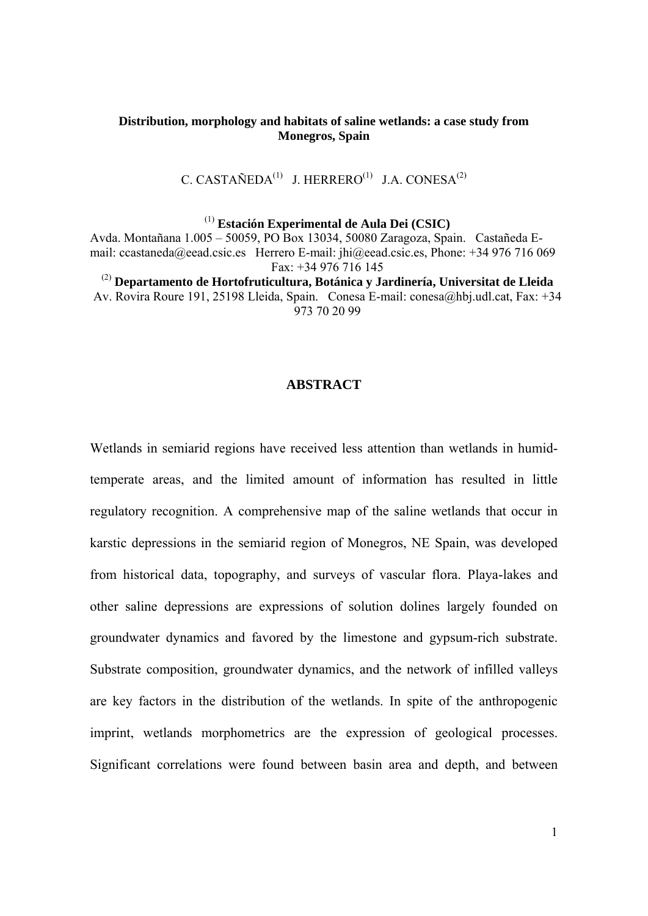**Distribution, morphology and habitats of saline wetlands: a case study from Monegros, Spain**

C. CASTAÑEDA[(1)] J. HERRERO[(1)] J.A. CONESA[(2)]

[(1)] **Estación Experimental de Aula Dei (CSIC)**
Avda. Montañana 1.005 – 50059, PO Box 13034, 50080 Zaragoza, Spain. Castañeda E-mail: ccastaneda@eead.csic.es Herrero E-mail: jhi@eead.csic.es, Phone: +34 976 716 069 Fax: +34 976 716 145
[(2)] **Departamento de Hortofruticultura, Botánica y Jardinería, Universitat de Lleida**
Av. Rovira Roure 191, 25198 Lleida, Spain. Conesa E-mail: conesa@hbj.udl.cat, Fax: +34 973 70 20 99

## ABSTRACT

Wetlands in semiarid regions have received less attention than wetlands in humid-temperate areas, and the limited amount of information has resulted in little regulatory recognition. A comprehensive map of the saline wetlands that occur in karstic depressions in the semiarid region of Monegros, NE Spain, was developed from historical data, topography, and surveys of vascular flora. Playa-lakes and other saline depressions are expressions of solution dolines largely founded on groundwater dynamics and favored by the limestone and gypsum-rich substrate. Substrate composition, groundwater dynamics, and the network of infilled valleys are key factors in the distribution of the wetlands. In spite of the anthropogenic imprint, wetlands morphometrics are the expression of geological processes. Significant correlations were found between basin area and depth, and between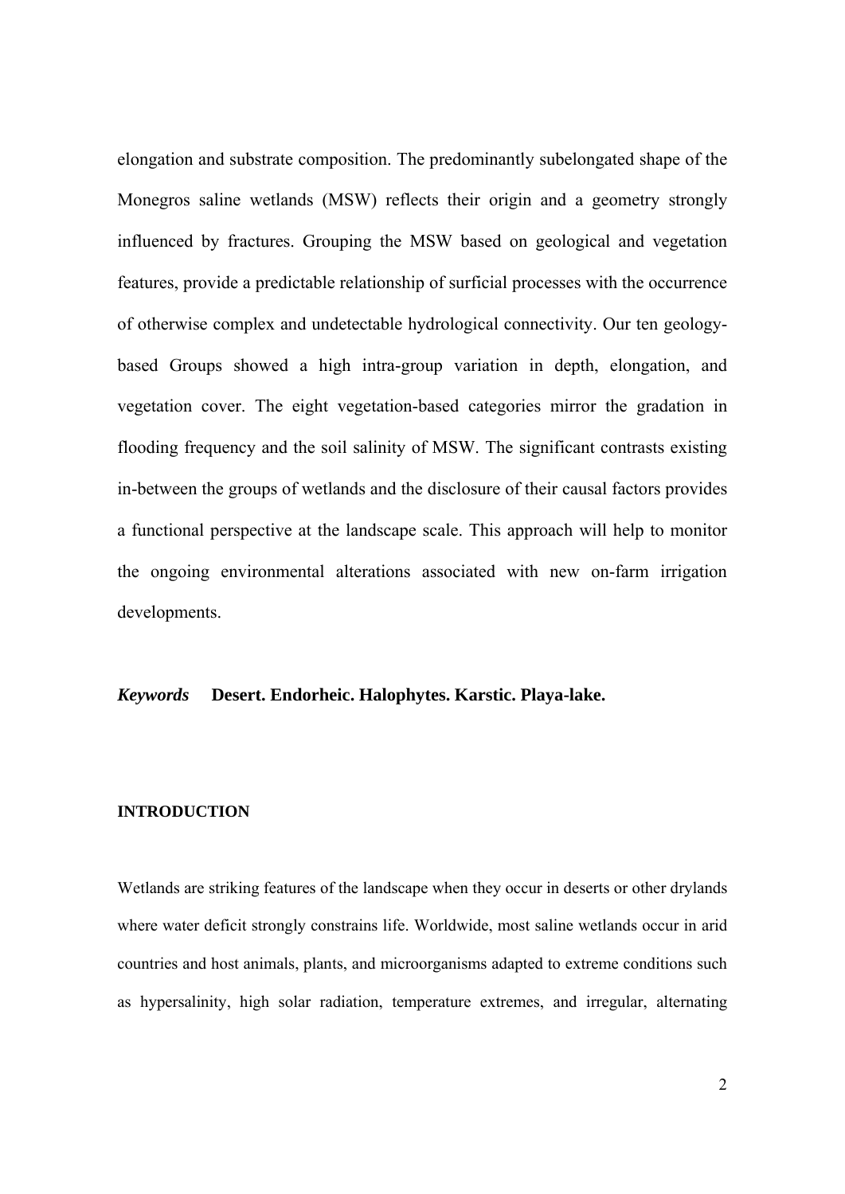elongation and substrate composition. The predominantly subelongated shape of the Monegros saline wetlands (MSW) reflects their origin and a geometry strongly influenced by fractures. Grouping the MSW based on geological and vegetation features, provide a predictable relationship of surficial processes with the occurrence of otherwise complex and undetectable hydrological connectivity. Our ten geology-based Groups showed a high intra-group variation in depth, elongation, and vegetation cover. The eight vegetation-based categories mirror the gradation in flooding frequency and the soil salinity of MSW. The significant contrasts existing in-between the groups of wetlands and the disclosure of their causal factors provides a functional perspective at the landscape scale. This approach will help to monitor the ongoing environmental alterations associated with new on-farm irrigation developments.

***Keywords*** **Desert. Endorheic. Halophytes. Karstic. Playa-lake.**

## INTRODUCTION

Wetlands are striking features of the landscape when they occur in deserts or other drylands where water deficit strongly constrains life. Worldwide, most saline wetlands occur in arid countries and host animals, plants, and microorganisms adapted to extreme conditions such as hypersalinity, high solar radiation, temperature extremes, and irregular, alternating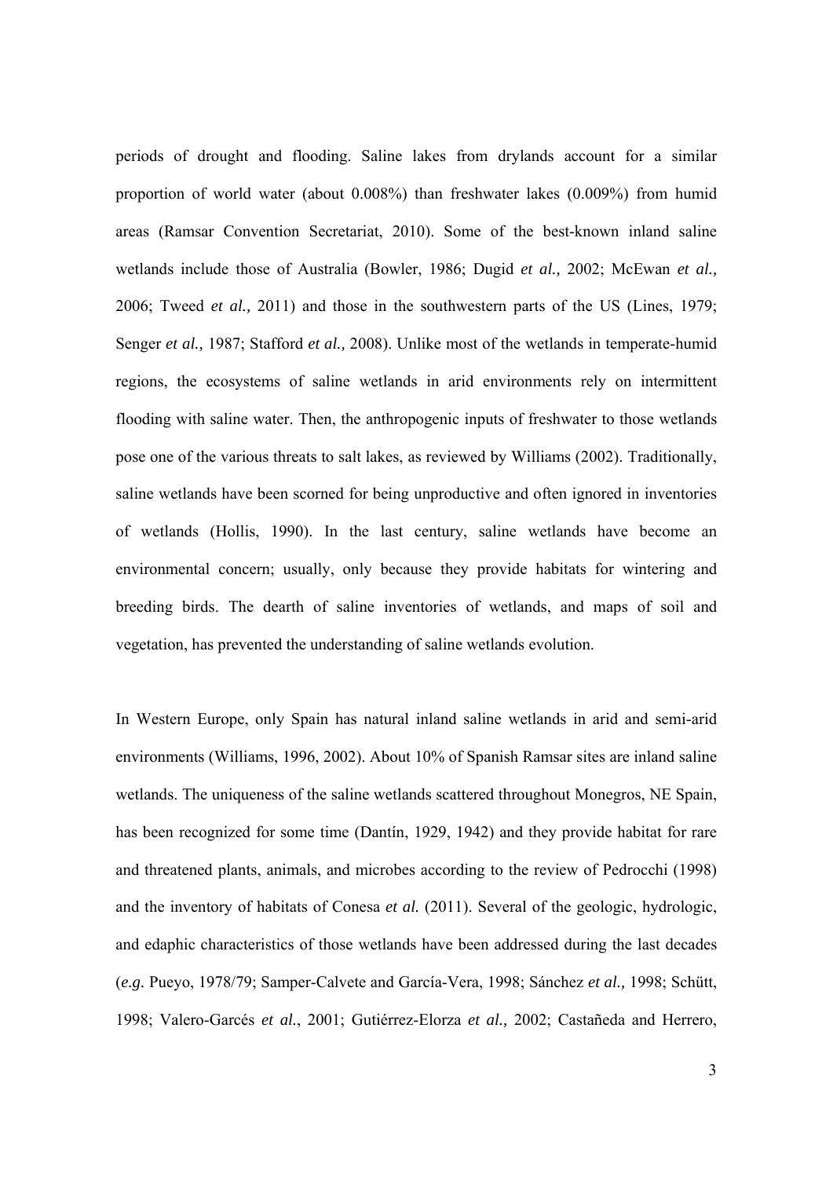periods of drought and flooding. Saline lakes from drylands account for a similar proportion of world water (about 0.008%) than freshwater lakes (0.009%) from humid areas (Ramsar Convention Secretariat, 2010). Some of the best-known inland saline wetlands include those of Australia (Bowler, 1986; Dugid *et al.,* 2002; McEwan *et al.,* 2006; Tweed *et al.,* 2011) and those in the southwestern parts of the US (Lines, 1979; Senger *et al.,* 1987; Stafford *et al.,* 2008). Unlike most of the wetlands in temperate-humid regions, the ecosystems of saline wetlands in arid environments rely on intermittent flooding with saline water. Then, the anthropogenic inputs of freshwater to those wetlands pose one of the various threats to salt lakes, as reviewed by Williams (2002). Traditionally, saline wetlands have been scorned for being unproductive and often ignored in inventories of wetlands (Hollis, 1990). In the last century, saline wetlands have become an environmental concern; usually, only because they provide habitats for wintering and breeding birds. The dearth of saline inventories of wetlands, and maps of soil and vegetation, has prevented the understanding of saline wetlands evolution.

In Western Europe, only Spain has natural inland saline wetlands in arid and semi-arid environments (Williams, 1996, 2002). About 10% of Spanish Ramsar sites are inland saline wetlands. The uniqueness of the saline wetlands scattered throughout Monegros, NE Spain, has been recognized for some time (Dantín, 1929, 1942) and they provide habitat for rare and threatened plants, animals, and microbes according to the review of Pedrocchi (1998) and the inventory of habitats of Conesa *et al.* (2011). Several of the geologic, hydrologic, and edaphic characteristics of those wetlands have been addressed during the last decades (*e.g.* Pueyo, 1978/79; Samper-Calvete and García-Vera, 1998; Sánchez *et al.,* 1998; Schütt, 1998; Valero-Garcés *et al.*, 2001; Gutiérrez-Elorza *et al.,* 2002; Castañeda and Herrero,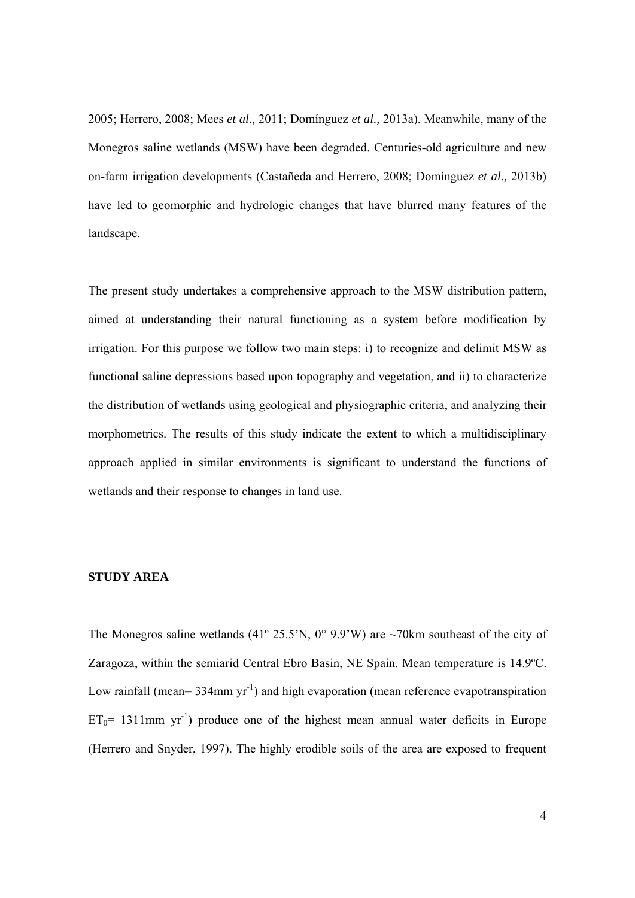2005; Herrero, 2008; Mees *et al.,* 2011; Domínguez *et al.,* 2013a). Meanwhile, many of the Monegros saline wetlands (MSW) have been degraded. Centuries-old agriculture and new on-farm irrigation developments (Castañeda and Herrero, 2008; Domínguez *et al.,* 2013b) have led to geomorphic and hydrologic changes that have blurred many features of the landscape.

The present study undertakes a comprehensive approach to the MSW distribution pattern, aimed at understanding their natural functioning as a system before modification by irrigation. For this purpose we follow two main steps: i) to recognize and delimit MSW as functional saline depressions based upon topography and vegetation, and ii) to characterize the distribution of wetlands using geological and physiographic criteria, and analyzing their morphometrics. The results of this study indicate the extent to which a multidisciplinary approach applied in similar environments is significant to understand the functions of wetlands and their response to changes in land use.

## STUDY AREA

The Monegros saline wetlands (41º 25.5'N, 0° 9.9'W) are ~70km southeast of the city of Zaragoza, within the semiarid Central Ebro Basin, NE Spain. Mean temperature is 14.9ºC. Low rainfall (mean= 334mm $yr^{-1}$) and high evaporation (mean reference evapotranspiration $ET_0$= 1311mm $yr^{-1}$) produce one of the highest mean annual water deficits in Europe (Herrero and Snyder, 1997). The highly erodible soils of the area are exposed to frequent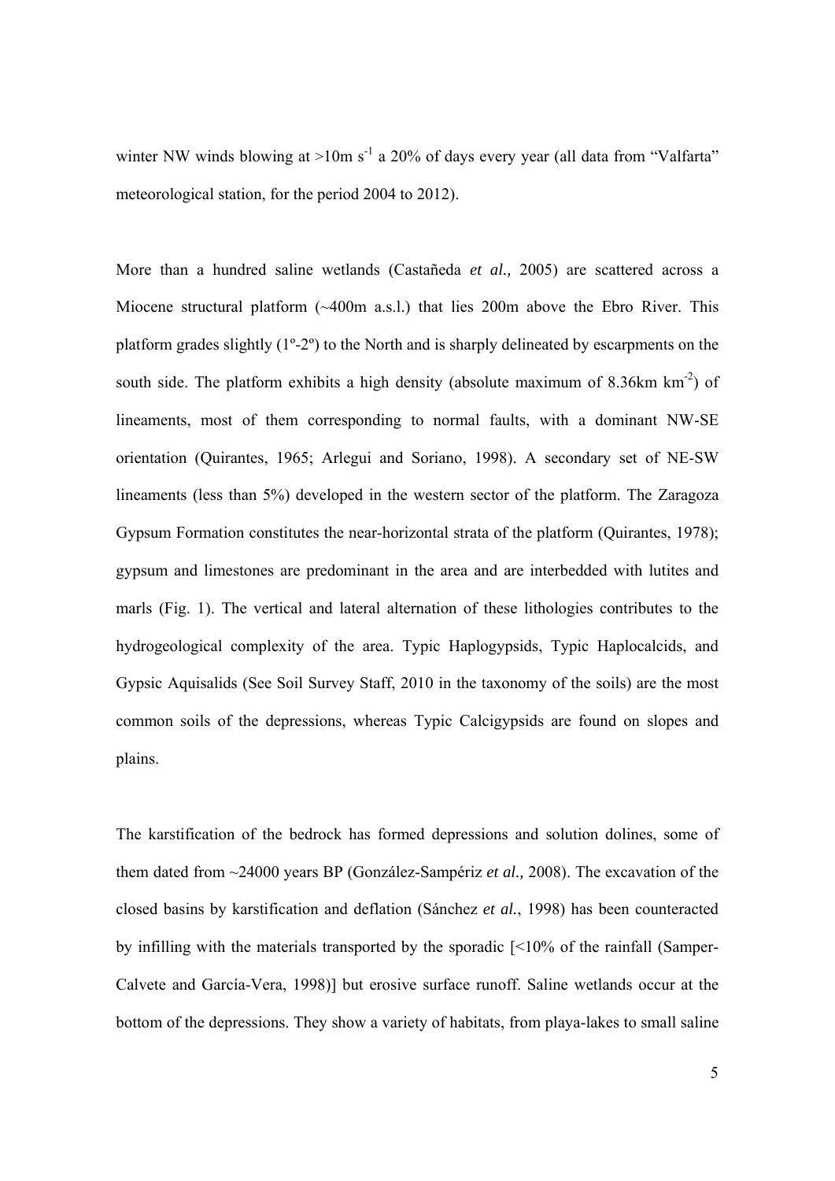winter NW winds blowing at >10m $s^{-1}$ a 20% of days every year (all data from "Valfarta" meteorological station, for the period 2004 to 2012).

More than a hundred saline wetlands (Castañeda *et al.,* 2005) are scattered across a Miocene structural platform (~400m a.s.l.) that lies 200m above the Ebro River. This platform grades slightly (1º-2º) to the North and is sharply delineated by escarpments on the south side. The platform exhibits a high density (absolute maximum of 8.36km $km^{-2}$) of lineaments, most of them corresponding to normal faults, with a dominant NW-SE orientation (Quirantes, 1965; Arlegui and Soriano, 1998). A secondary set of NE-SW lineaments (less than 5%) developed in the western sector of the platform. The Zaragoza Gypsum Formation constitutes the near-horizontal strata of the platform (Quirantes, 1978); gypsum and limestones are predominant in the area and are interbedded with lutites and marls (Fig. 1). The vertical and lateral alternation of these lithologies contributes to the hydrogeological complexity of the area. Typic Haplogypsids, Typic Haplocalcids, and Gypsic Aquisalids (See Soil Survey Staff, 2010 in the taxonomy of the soils) are the most common soils of the depressions, whereas Typic Calcigypsids are found on slopes and plains.

The karstification of the bedrock has formed depressions and solution dolines, some of them dated from ~24000 years BP (González-Sampériz *et al.,* 2008). The excavation of the closed basins by karstification and deflation (Sánchez *et al.*, 1998) has been counteracted by infilling with the materials transported by the sporadic [<10% of the rainfall (Samper-Calvete and García-Vera, 1998)] but erosive surface runoff. Saline wetlands occur at the bottom of the depressions. They show a variety of habitats, from playa-lakes to small saline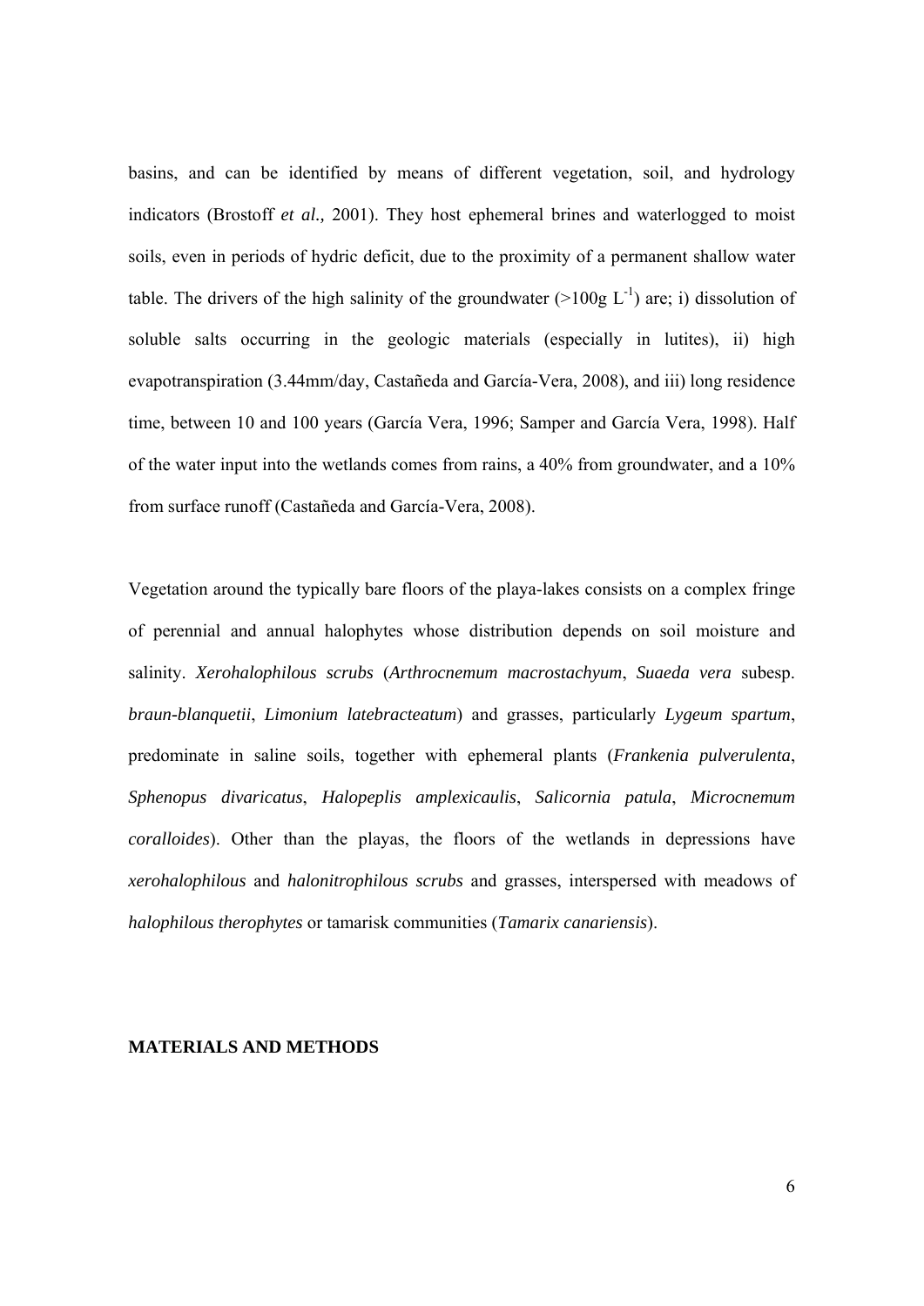basins, and can be identified by means of different vegetation, soil, and hydrology indicators (Brostoff *et al.,* 2001). They host ephemeral brines and waterlogged to moist soils, even in periods of hydric deficit, due to the proximity of a permanent shallow water table. The drivers of the high salinity of the groundwater (>100g $L^{-1}$) are; i) dissolution of soluble salts occurring in the geologic materials (especially in lutites), ii) high evapotranspiration (3.44mm/day, Castañeda and García-Vera, 2008), and iii) long residence time, between 10 and 100 years (García Vera, 1996; Samper and García Vera, 1998). Half of the water input into the wetlands comes from rains, a 40% from groundwater, and a 10% from surface runoff (Castañeda and García-Vera, 2008).

Vegetation around the typically bare floors of the playa-lakes consists on a complex fringe of perennial and annual halophytes whose distribution depends on soil moisture and salinity. *Xerohalophilous scrubs* (*Arthrocnemum macrostachyum*, *Suaeda vera* subesp. *braun-blanquetii*, *Limonium latebracteatum*) and grasses, particularly *Lygeum spartum*, predominate in saline soils, together with ephemeral plants (*Frankenia pulverulenta*, *Sphenopus divaricatus*, *Halopeplis amplexicaulis*, *Salicornia patula*, *Microcnemum coralloides*). Other than the playas, the floors of the wetlands in depressions have *xerohalophilous* and *halonitrophilous scrubs* and grasses, interspersed with meadows of *halophilous therophytes* or tamarisk communities (*Tamarix canariensis*).

## MATERIALS AND METHODS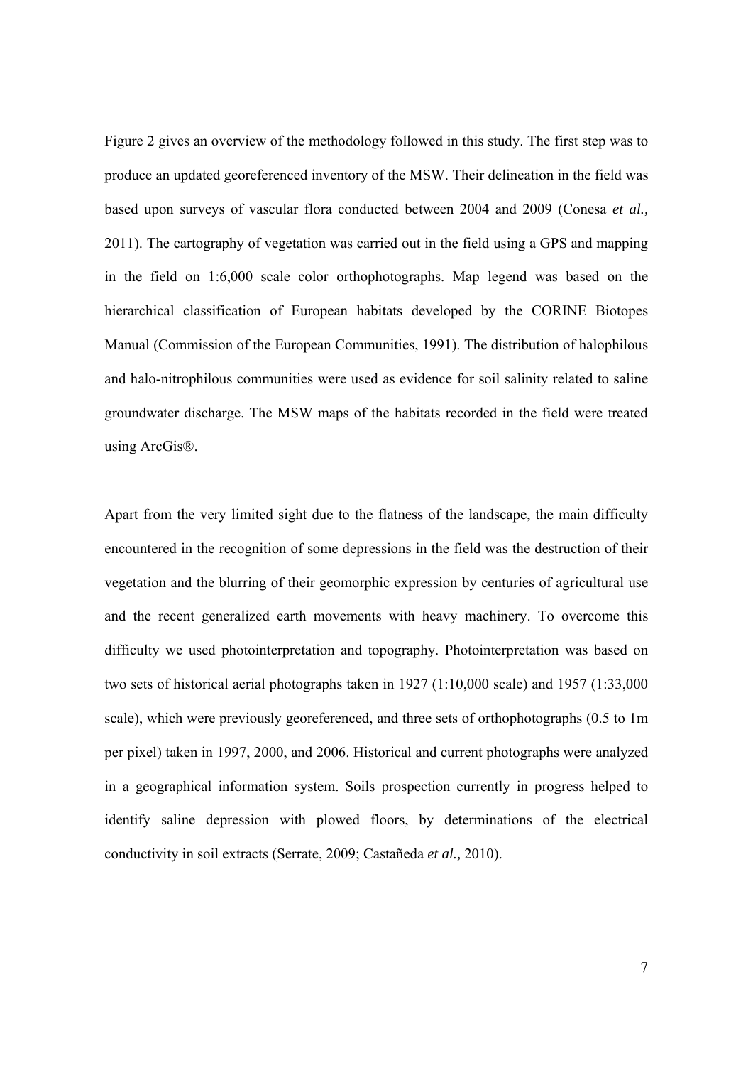Figure 2 gives an overview of the methodology followed in this study. The first step was to produce an updated georeferenced inventory of the MSW. Their delineation in the field was based upon surveys of vascular flora conducted between 2004 and 2009 (Conesa *et al.,* 2011). The cartography of vegetation was carried out in the field using a GPS and mapping in the field on 1:6,000 scale color orthophotographs. Map legend was based on the hierarchical classification of European habitats developed by the CORINE Biotopes Manual (Commission of the European Communities, 1991). The distribution of halophilous and halo-nitrophilous communities were used as evidence for soil salinity related to saline groundwater discharge. The MSW maps of the habitats recorded in the field were treated using ArcGis®.

Apart from the very limited sight due to the flatness of the landscape, the main difficulty encountered in the recognition of some depressions in the field was the destruction of their vegetation and the blurring of their geomorphic expression by centuries of agricultural use and the recent generalized earth movements with heavy machinery. To overcome this difficulty we used photointerpretation and topography. Photointerpretation was based on two sets of historical aerial photographs taken in 1927 (1:10,000 scale) and 1957 (1:33,000 scale), which were previously georeferenced, and three sets of orthophotographs (0.5 to 1m per pixel) taken in 1997, 2000, and 2006. Historical and current photographs were analyzed in a geographical information system. Soils prospection currently in progress helped to identify saline depression with plowed floors, by determinations of the electrical conductivity in soil extracts (Serrate, 2009; Castañeda *et al.,* 2010).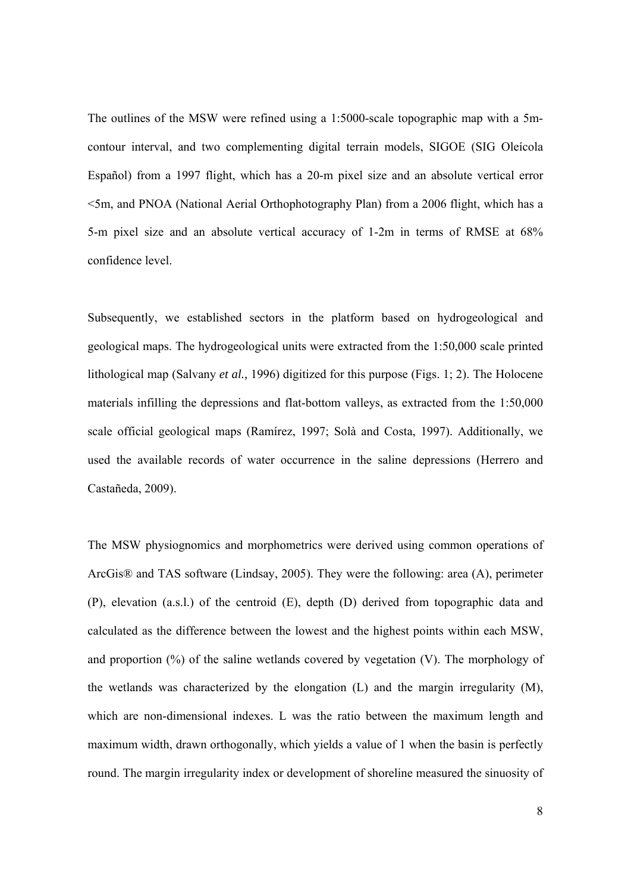The outlines of the MSW were refined using a 1:5000-scale topographic map with a 5m-contour interval, and two complementing digital terrain models, SIGOE (SIG Oleícola Español) from a 1997 flight, which has a 20-m pixel size and an absolute vertical error <5m, and PNOA (National Aerial Orthophotography Plan) from a 2006 flight, which has a 5-m pixel size and an absolute vertical accuracy of 1-2m in terms of RMSE at 68% confidence level.

Subsequently, we established sectors in the platform based on hydrogeological and geological maps. The hydrogeological units were extracted from the 1:50,000 scale printed lithological map (Salvany *et al.,* 1996) digitized for this purpose (Figs. 1; 2). The Holocene materials infilling the depressions and flat-bottom valleys, as extracted from the 1:50,000 scale official geological maps (Ramírez, 1997; Solà and Costa, 1997). Additionally, we used the available records of water occurrence in the saline depressions (Herrero and Castañeda, 2009).

The MSW physiognomics and morphometrics were derived using common operations of ArcGis® and TAS software (Lindsay, 2005). They were the following: area (A), perimeter (P), elevation (a.s.l.) of the centroid (E), depth (D) derived from topographic data and calculated as the difference between the lowest and the highest points within each MSW, and proportion (%) of the saline wetlands covered by vegetation (V). The morphology of the wetlands was characterized by the elongation (L) and the margin irregularity (M), which are non-dimensional indexes. L was the ratio between the maximum length and maximum width, drawn orthogonally, which yields a value of 1 when the basin is perfectly round. The margin irregularity index or development of shoreline measured the sinuosity of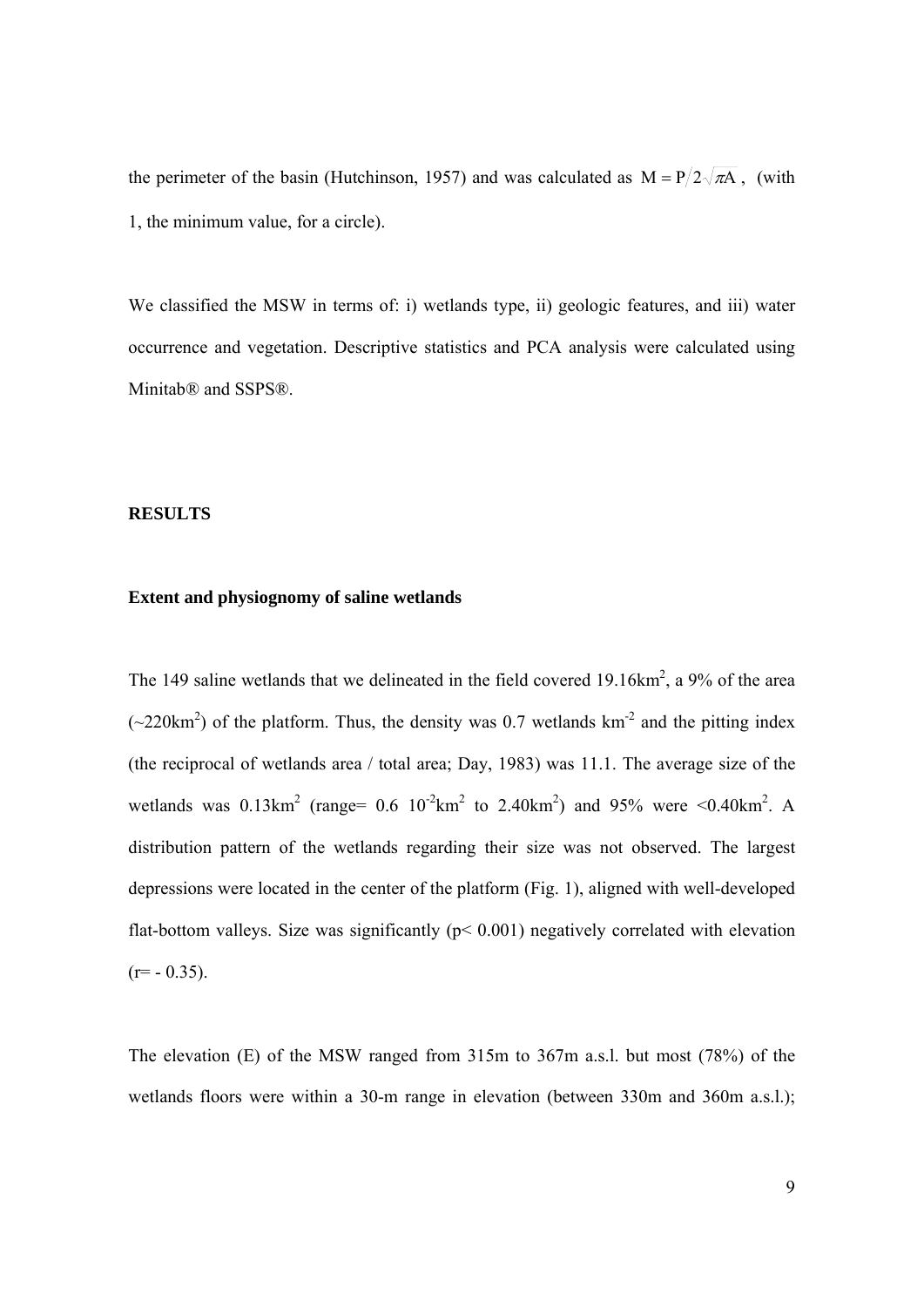the perimeter of the basin (Hutchinson, 1957) and was calculated as $M = P/2\sqrt{\pi A}$, (with 1, the minimum value, for a circle).

We classified the MSW in terms of: i) wetlands type, ii) geologic features, and iii) water occurrence and vegetation. Descriptive statistics and PCA analysis were calculated using Minitab® and SSPS®.

## RESULTS

### Extent and physiognomy of saline wetlands

The 149 saline wetlands that we delineated in the field covered 19.16km$^2$, a 9% of the area (~220km$^2$) of the platform. Thus, the density was 0.7 wetlands km$^{-2}$ and the pitting index (the reciprocal of wetlands area / total area; Day, 1983) was 11.1. The average size of the wetlands was 0.13km$^2$ (range= 0.6 10$^{-2}$km$^2$ to 2.40km$^2$) and 95% were <0.40km$^2$. A distribution pattern of the wetlands regarding their size was not observed. The largest depressions were located in the center of the platform (Fig. 1), aligned with well-developed flat-bottom valleys. Size was significantly ($p < 0.001$) negatively correlated with elevation ($r = -0.35$).

The elevation (E) of the MSW ranged from 315m to 367m a.s.l. but most (78%) of the wetlands floors were within a 30-m range in elevation (between 330m and 360m a.s.l.);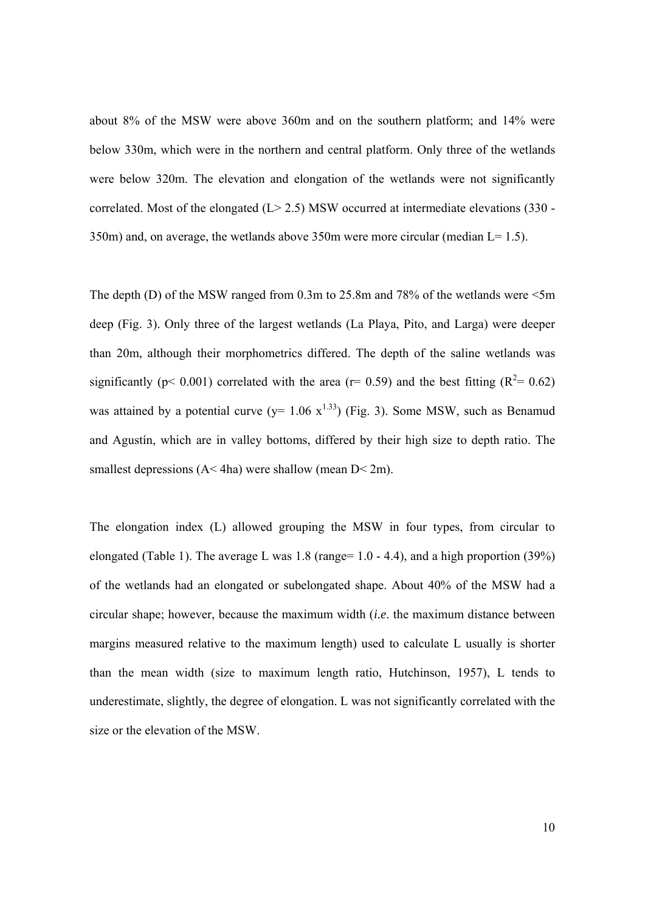about 8% of the MSW were above 360m and on the southern platform; and 14% were below 330m, which were in the northern and central platform. Only three of the wetlands were below 320m. The elevation and elongation of the wetlands were not significantly correlated. Most of the elongated ($L > 2.5$) MSW occurred at intermediate elevations (330 - 350m) and, on average, the wetlands above 350m were more circular (median $L = 1.5$).

The depth (D) of the MSW ranged from 0.3m to 25.8m and 78% of the wetlands were <5m deep (Fig. 3). Only three of the largest wetlands (La Playa, Pito, and Larga) were deeper than 20m, although their morphometrics differed. The depth of the saline wetlands was significantly ($p < 0.001$) correlated with the area ($r = 0.59$) and the best fitting ($R^2 = 0.62$) was attained by a potential curve ($y = 1.06\ x^{1.33}$) (Fig. 3). Some MSW, such as Benamud and Agustín, which are in valley bottoms, differed by their high size to depth ratio. The smallest depressions ($A < 4$ha) were shallow (mean $D < 2$m).

The elongation index (L) allowed grouping the MSW in four types, from circular to elongated (Table 1). The average L was 1.8 (range= 1.0 - 4.4), and a high proportion (39%) of the wetlands had an elongated or subelongated shape. About 40% of the MSW had a circular shape; however, because the maximum width (*i.e*. the maximum distance between margins measured relative to the maximum length) used to calculate L usually is shorter than the mean width (size to maximum length ratio, Hutchinson, 1957), L tends to underestimate, slightly, the degree of elongation. L was not significantly correlated with the size or the elevation of the MSW.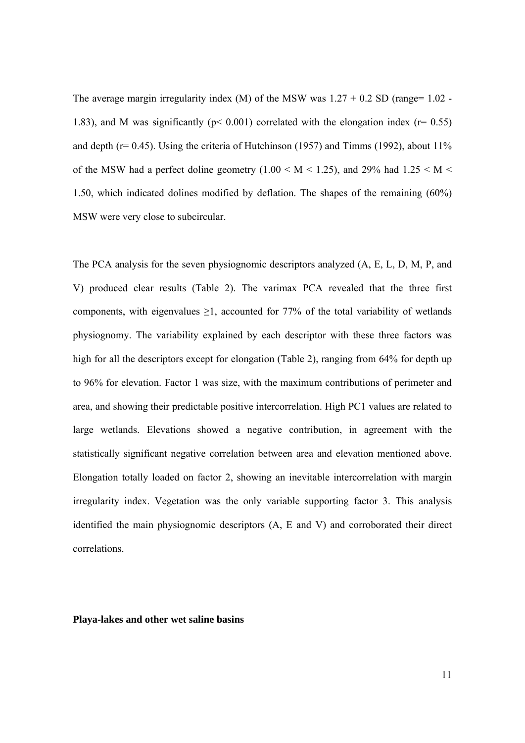The average margin irregularity index (M) of the MSW was 1.27 + 0.2 SD (range= 1.02 - 1.83), and M was significantly ($p < 0.001$) correlated with the elongation index ($r = 0.55$) and depth ($r = 0.45$). Using the criteria of Hutchinson (1957) and Timms (1992), about 11% of the MSW had a perfect doline geometry ($1.00 < M < 1.25$), and 29% had $1.25 < M < 1.50$, which indicated dolines modified by deflation. The shapes of the remaining (60%) MSW were very close to subcircular.

The PCA analysis for the seven physiognomic descriptors analyzed (A, E, L, D, M, P, and V) produced clear results (Table 2). The varimax PCA revealed that the three first components, with eigenvalues $\geq 1$, accounted for 77% of the total variability of wetlands physiognomy. The variability explained by each descriptor with these three factors was high for all the descriptors except for elongation (Table 2), ranging from 64% for depth up to 96% for elevation. Factor 1 was size, with the maximum contributions of perimeter and area, and showing their predictable positive intercorrelation. High PC1 values are related to large wetlands. Elevations showed a negative contribution, in agreement with the statistically significant negative correlation between area and elevation mentioned above. Elongation totally loaded on factor 2, showing an inevitable intercorrelation with margin irregularity index. Vegetation was the only variable supporting factor 3. This analysis identified the main physiognomic descriptors (A, E and V) and corroborated their direct correlations.

**Playa-lakes and other wet saline basins**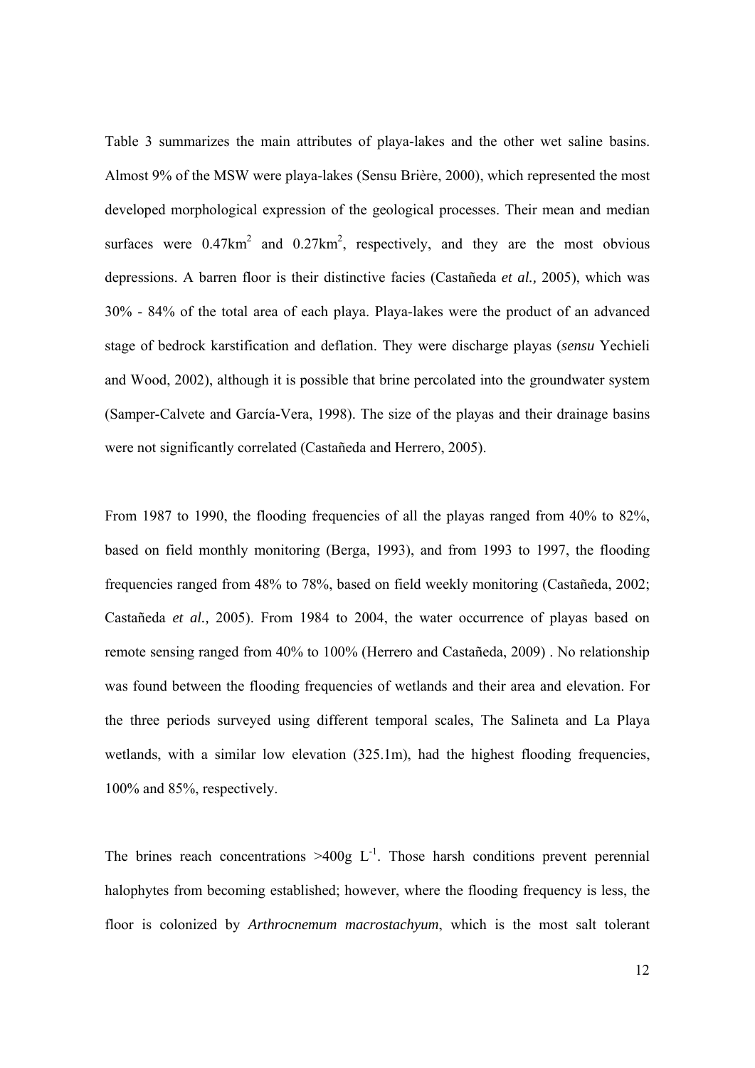Table 3 summarizes the main attributes of playa-lakes and the other wet saline basins. Almost 9% of the MSW were playa-lakes (Sensu Brière, 2000), which represented the most developed morphological expression of the geological processes. Their mean and median surfaces were $0.47km^2$ and $0.27km^2$, respectively, and they are the most obvious depressions. A barren floor is their distinctive facies (Castañeda *et al.,* 2005), which was 30% - 84% of the total area of each playa. Playa-lakes were the product of an advanced stage of bedrock karstification and deflation. They were discharge playas (*sensu* Yechieli and Wood, 2002), although it is possible that brine percolated into the groundwater system (Samper-Calvete and García-Vera, 1998). The size of the playas and their drainage basins were not significantly correlated (Castañeda and Herrero, 2005).

From 1987 to 1990, the flooding frequencies of all the playas ranged from 40% to 82%, based on field monthly monitoring (Berga, 1993), and from 1993 to 1997, the flooding frequencies ranged from 48% to 78%, based on field weekly monitoring (Castañeda, 2002; Castañeda *et al.,* 2005). From 1984 to 2004, the water occurrence of playas based on remote sensing ranged from 40% to 100% (Herrero and Castañeda, 2009) . No relationship was found between the flooding frequencies of wetlands and their area and elevation. For the three periods surveyed using different temporal scales, The Salineta and La Playa wetlands, with a similar low elevation (325.1m), had the highest flooding frequencies, 100% and 85%, respectively.

The brines reach concentrations $>400g\ L^{-1}$. Those harsh conditions prevent perennial halophytes from becoming established; however, where the flooding frequency is less, the floor is colonized by *Arthrocnemum macrostachyum*, which is the most salt tolerant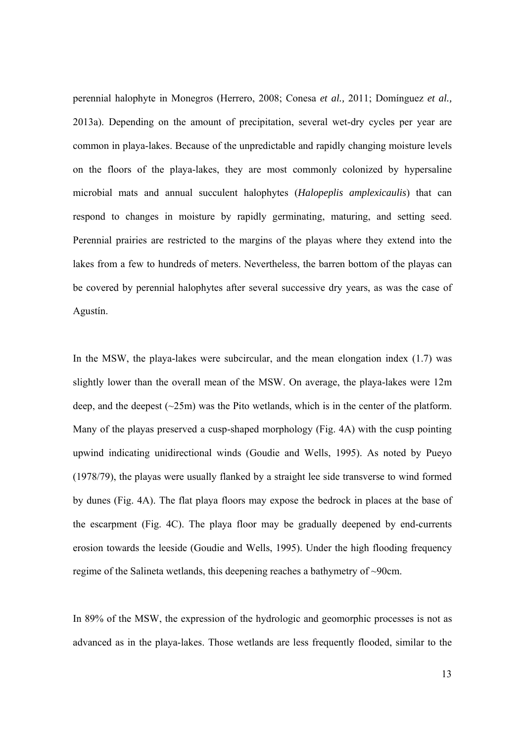perennial halophyte in Monegros (Herrero, 2008; Conesa *et al.,* 2011; Domínguez *et al.,* 2013a). Depending on the amount of precipitation, several wet-dry cycles per year are common in playa-lakes. Because of the unpredictable and rapidly changing moisture levels on the floors of the playa-lakes, they are most commonly colonized by hypersaline microbial mats and annual succulent halophytes (*Halopeplis amplexicaulis*) that can respond to changes in moisture by rapidly germinating, maturing, and setting seed. Perennial prairies are restricted to the margins of the playas where they extend into the lakes from a few to hundreds of meters. Nevertheless, the barren bottom of the playas can be covered by perennial halophytes after several successive dry years, as was the case of Agustín.

In the MSW, the playa-lakes were subcircular, and the mean elongation index (1.7) was slightly lower than the overall mean of the MSW. On average, the playa-lakes were 12m deep, and the deepest (~25m) was the Pito wetlands, which is in the center of the platform. Many of the playas preserved a cusp-shaped morphology (Fig. 4A) with the cusp pointing upwind indicating unidirectional winds (Goudie and Wells, 1995). As noted by Pueyo (1978/79), the playas were usually flanked by a straight lee side transverse to wind formed by dunes (Fig. 4A). The flat playa floors may expose the bedrock in places at the base of the escarpment (Fig. 4C). The playa floor may be gradually deepened by end-currents erosion towards the leeside (Goudie and Wells, 1995). Under the high flooding frequency regime of the Salineta wetlands, this deepening reaches a bathymetry of ~90cm.

In 89% of the MSW, the expression of the hydrologic and geomorphic processes is not as advanced as in the playa-lakes. Those wetlands are less frequently flooded, similar to the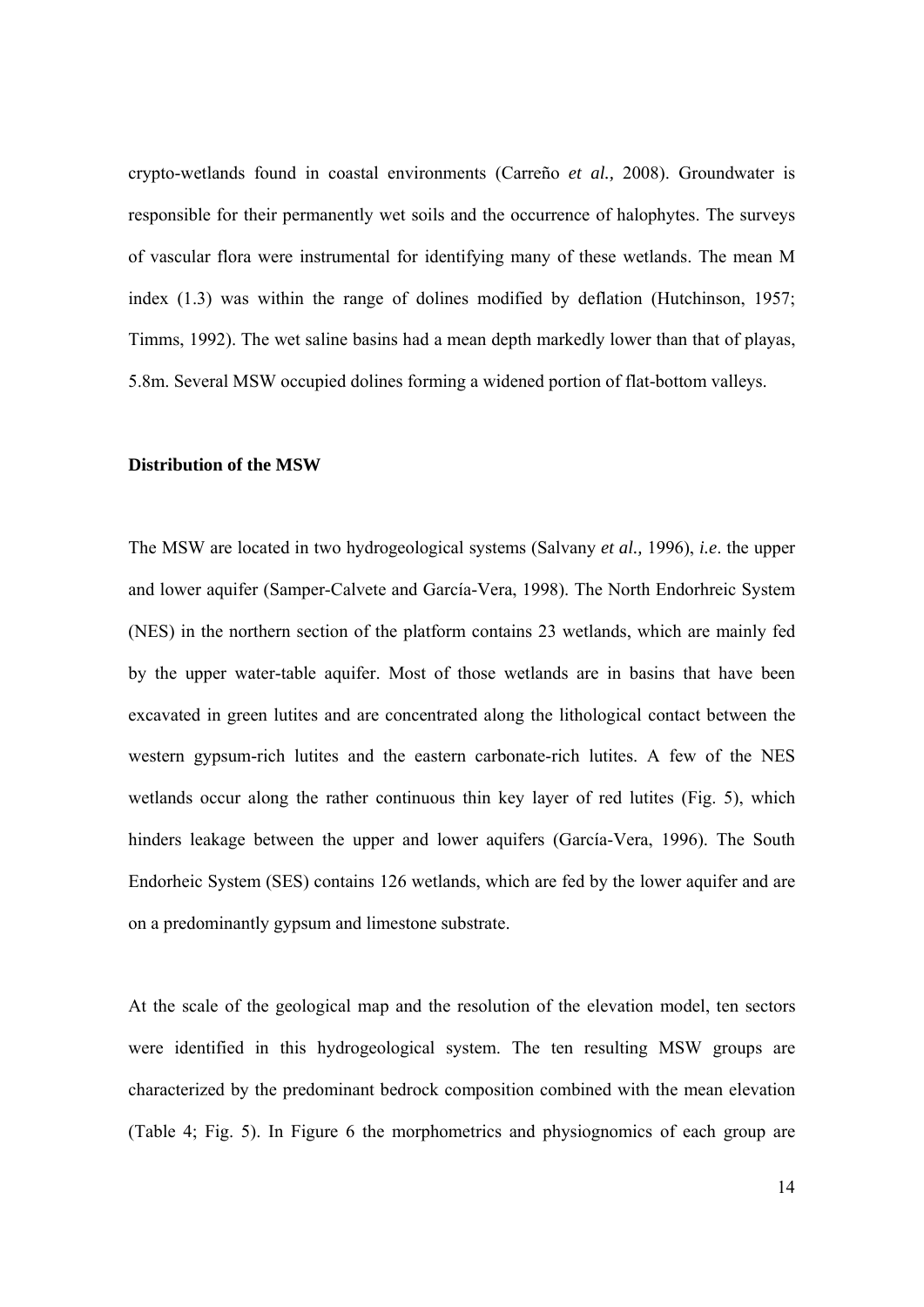crypto-wetlands found in coastal environments (Carreño *et al.,* 2008). Groundwater is responsible for their permanently wet soils and the occurrence of halophytes. The surveys of vascular flora were instrumental for identifying many of these wetlands. The mean M index (1.3) was within the range of dolines modified by deflation (Hutchinson, 1957; Timms, 1992). The wet saline basins had a mean depth markedly lower than that of playas, 5.8m. Several MSW occupied dolines forming a widened portion of flat-bottom valleys.

**Distribution of the MSW**

The MSW are located in two hydrogeological systems (Salvany *et al.,* 1996), *i.e*. the upper and lower aquifer (Samper-Calvete and García-Vera, 1998). The North Endorhreic System (NES) in the northern section of the platform contains 23 wetlands, which are mainly fed by the upper water-table aquifer. Most of those wetlands are in basins that have been excavated in green lutites and are concentrated along the lithological contact between the western gypsum-rich lutites and the eastern carbonate-rich lutites. A few of the NES wetlands occur along the rather continuous thin key layer of red lutites (Fig. 5), which hinders leakage between the upper and lower aquifers (García-Vera, 1996). The South Endorheic System (SES) contains 126 wetlands, which are fed by the lower aquifer and are on a predominantly gypsum and limestone substrate.

At the scale of the geological map and the resolution of the elevation model, ten sectors were identified in this hydrogeological system. The ten resulting MSW groups are characterized by the predominant bedrock composition combined with the mean elevation (Table 4; Fig. 5). In Figure 6 the morphometrics and physiognomics of each group are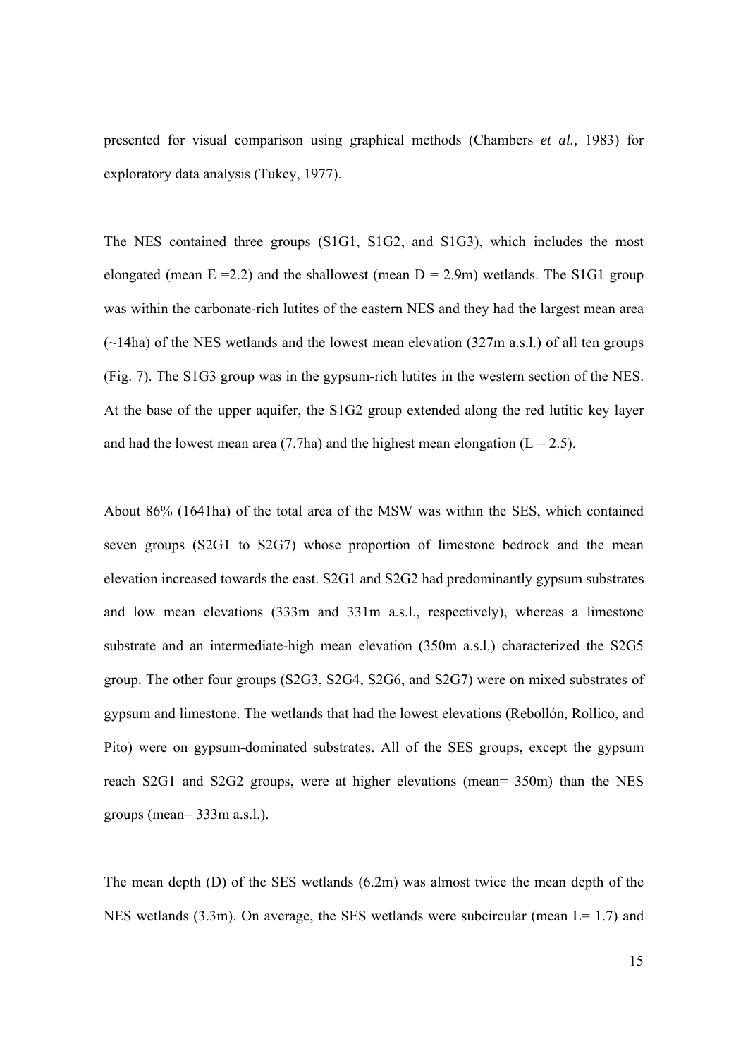presented for visual comparison using graphical methods (Chambers *et al.,* 1983) for exploratory data analysis (Tukey, 1977).

The NES contained three groups (S1G1, S1G2, and S1G3), which includes the most elongated (mean E =2.2) and the shallowest (mean D = 2.9m) wetlands. The S1G1 group was within the carbonate-rich lutites of the eastern NES and they had the largest mean area (~14ha) of the NES wetlands and the lowest mean elevation (327m a.s.l.) of all ten groups (Fig. 7). The S1G3 group was in the gypsum-rich lutites in the western section of the NES. At the base of the upper aquifer, the S1G2 group extended along the red lutitic key layer and had the lowest mean area (7.7ha) and the highest mean elongation (L = 2.5).

About 86% (1641ha) of the total area of the MSW was within the SES, which contained seven groups (S2G1 to S2G7) whose proportion of limestone bedrock and the mean elevation increased towards the east. S2G1 and S2G2 had predominantly gypsum substrates and low mean elevations (333m and 331m a.s.l., respectively), whereas a limestone substrate and an intermediate-high mean elevation (350m a.s.l.) characterized the S2G5 group. The other four groups (S2G3, S2G4, S2G6, and S2G7) were on mixed substrates of gypsum and limestone. The wetlands that had the lowest elevations (Rebollón, Rollico, and Pito) were on gypsum-dominated substrates. All of the SES groups, except the gypsum reach S2G1 and S2G2 groups, were at higher elevations (mean= 350m) than the NES groups (mean= 333m a.s.l.).

The mean depth (D) of the SES wetlands (6.2m) was almost twice the mean depth of the NES wetlands (3.3m). On average, the SES wetlands were subcircular (mean L= 1.7) and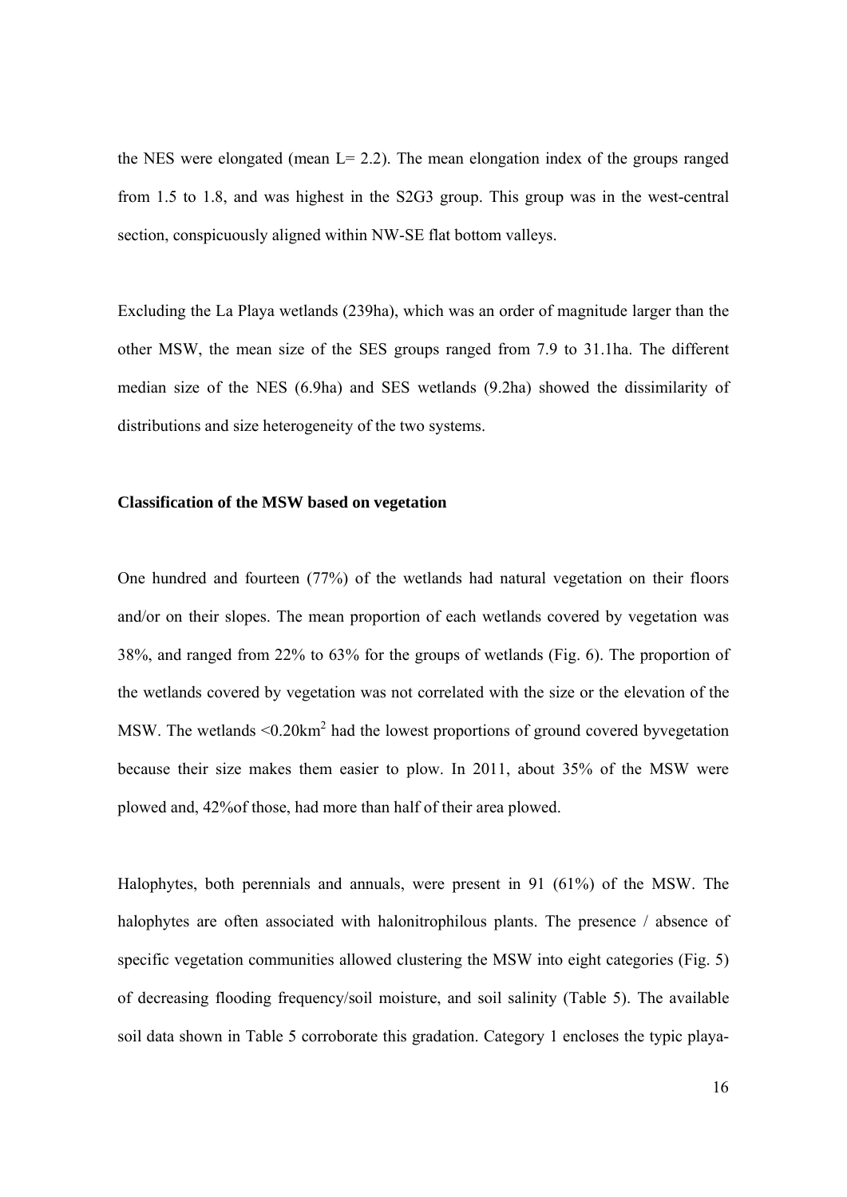the NES were elongated (mean L= 2.2). The mean elongation index of the groups ranged from 1.5 to 1.8, and was highest in the S2G3 group. This group was in the west-central section, conspicuously aligned within NW-SE flat bottom valleys.

Excluding the La Playa wetlands (239ha), which was an order of magnitude larger than the other MSW, the mean size of the SES groups ranged from 7.9 to 31.1ha. The different median size of the NES (6.9ha) and SES wetlands (9.2ha) showed the dissimilarity of distributions and size heterogeneity of the two systems.

**Classification of the MSW based on vegetation**

One hundred and fourteen (77%) of the wetlands had natural vegetation on their floors and/or on their slopes. The mean proportion of each wetlands covered by vegetation was 38%, and ranged from 22% to 63% for the groups of wetlands (Fig. 6). The proportion of the wetlands covered by vegetation was not correlated with the size or the elevation of the MSW. The wetlands <0.20km$^2$ had the lowest proportions of ground covered byvegetation because their size makes them easier to plow. In 2011, about 35% of the MSW were plowed and, 42%of those, had more than half of their area plowed.

Halophytes, both perennials and annuals, were present in 91 (61%) of the MSW. The halophytes are often associated with halonitrophilous plants. The presence / absence of specific vegetation communities allowed clustering the MSW into eight categories (Fig. 5) of decreasing flooding frequency/soil moisture, and soil salinity (Table 5). The available soil data shown in Table 5 corroborate this gradation. Category 1 encloses the typic playa-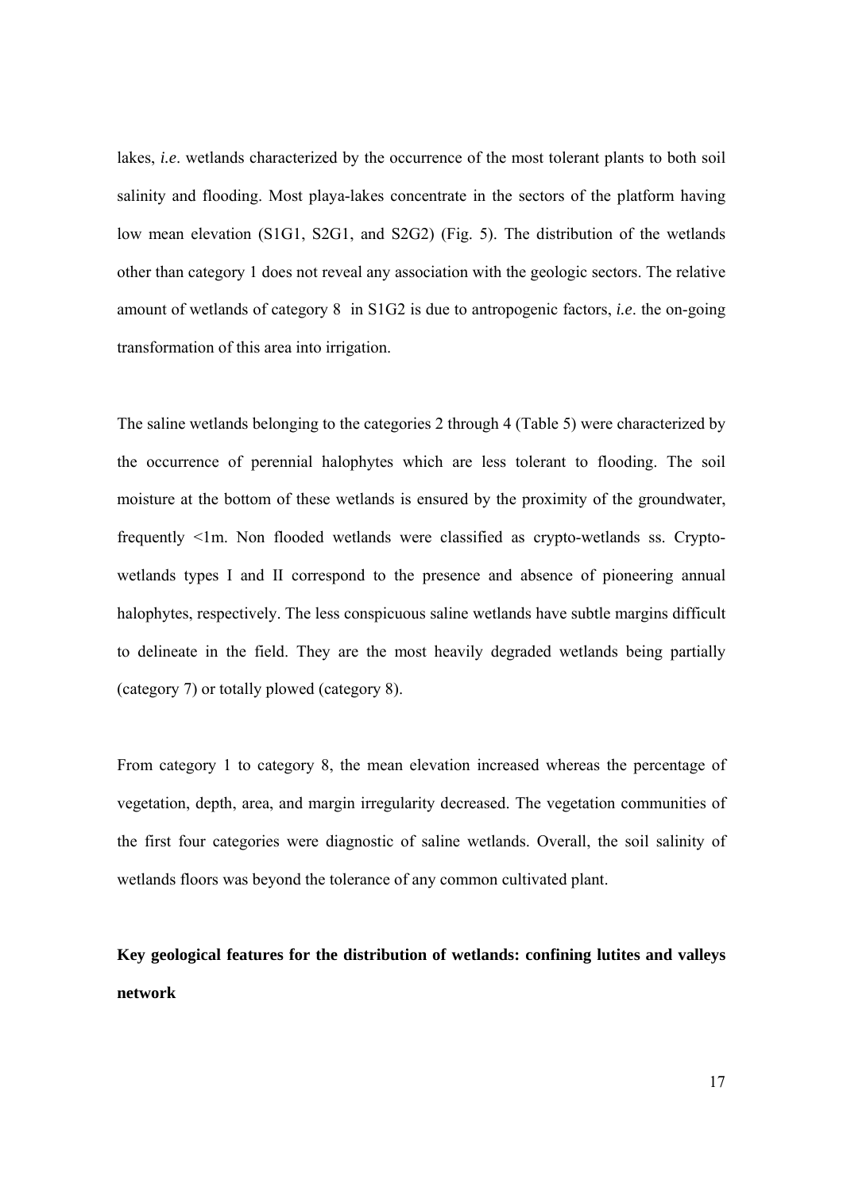lakes, *i.e*. wetlands characterized by the occurrence of the most tolerant plants to both soil salinity and flooding. Most playa-lakes concentrate in the sectors of the platform having low mean elevation (S1G1, S2G1, and S2G2) (Fig. 5). The distribution of the wetlands other than category 1 does not reveal any association with the geologic sectors. The relative amount of wetlands of category 8 in S1G2 is due to antropogenic factors, *i.e*. the on-going transformation of this area into irrigation.

The saline wetlands belonging to the categories 2 through 4 (Table 5) were characterized by the occurrence of perennial halophytes which are less tolerant to flooding. The soil moisture at the bottom of these wetlands is ensured by the proximity of the groundwater, frequently <1m. Non flooded wetlands were classified as crypto-wetlands ss. Crypto-wetlands types I and II correspond to the presence and absence of pioneering annual halophytes, respectively. The less conspicuous saline wetlands have subtle margins difficult to delineate in the field. They are the most heavily degraded wetlands being partially (category 7) or totally plowed (category 8).

From category 1 to category 8, the mean elevation increased whereas the percentage of vegetation, depth, area, and margin irregularity decreased. The vegetation communities of the first four categories were diagnostic of saline wetlands. Overall, the soil salinity of wetlands floors was beyond the tolerance of any common cultivated plant.

**Key geological features for the distribution of wetlands: confining lutites and valleys network**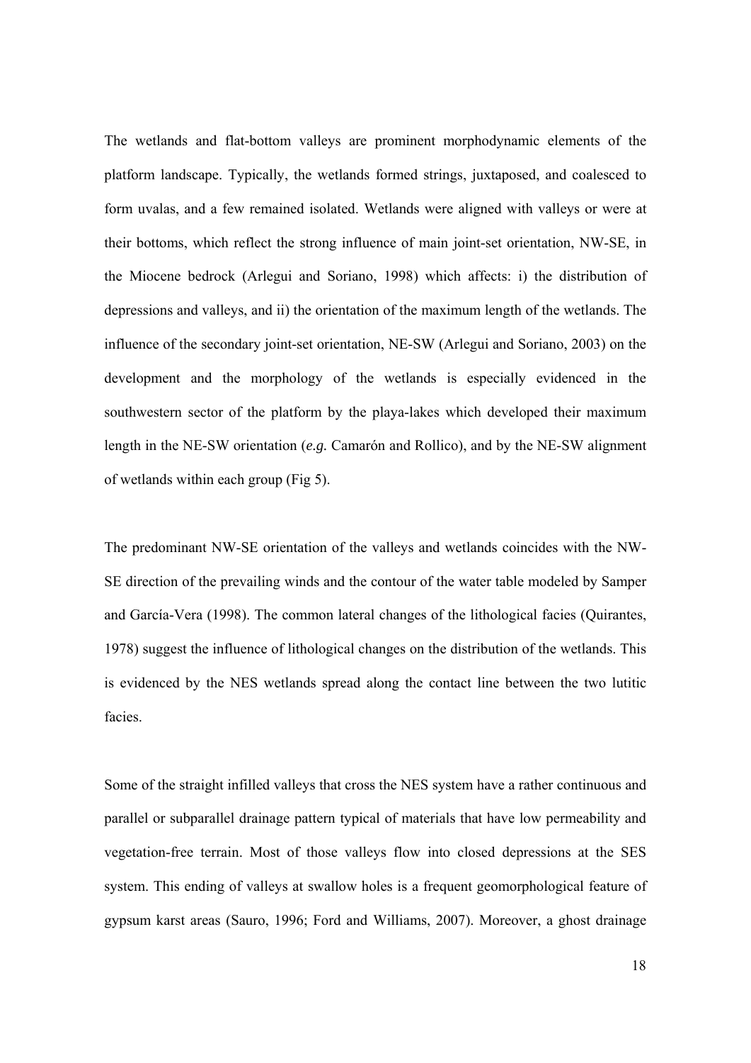The wetlands and flat-bottom valleys are prominent morphodynamic elements of the platform landscape. Typically, the wetlands formed strings, juxtaposed, and coalesced to form uvalas, and a few remained isolated. Wetlands were aligned with valleys or were at their bottoms, which reflect the strong influence of main joint-set orientation, NW-SE, in the Miocene bedrock (Arlegui and Soriano, 1998) which affects: i) the distribution of depressions and valleys, and ii) the orientation of the maximum length of the wetlands. The influence of the secondary joint-set orientation, NE-SW (Arlegui and Soriano, 2003) on the development and the morphology of the wetlands is especially evidenced in the southwestern sector of the platform by the playa-lakes which developed their maximum length in the NE-SW orientation (*e.g.* Camarón and Rollico), and by the NE-SW alignment of wetlands within each group (Fig 5).

The predominant NW-SE orientation of the valleys and wetlands coincides with the NW-SE direction of the prevailing winds and the contour of the water table modeled by Samper and García-Vera (1998). The common lateral changes of the lithological facies (Quirantes, 1978) suggest the influence of lithological changes on the distribution of the wetlands. This is evidenced by the NES wetlands spread along the contact line between the two lutitic facies.

Some of the straight infilled valleys that cross the NES system have a rather continuous and parallel or subparallel drainage pattern typical of materials that have low permeability and vegetation-free terrain. Most of those valleys flow into closed depressions at the SES system. This ending of valleys at swallow holes is a frequent geomorphological feature of gypsum karst areas (Sauro, 1996; Ford and Williams, 2007). Moreover, a ghost drainage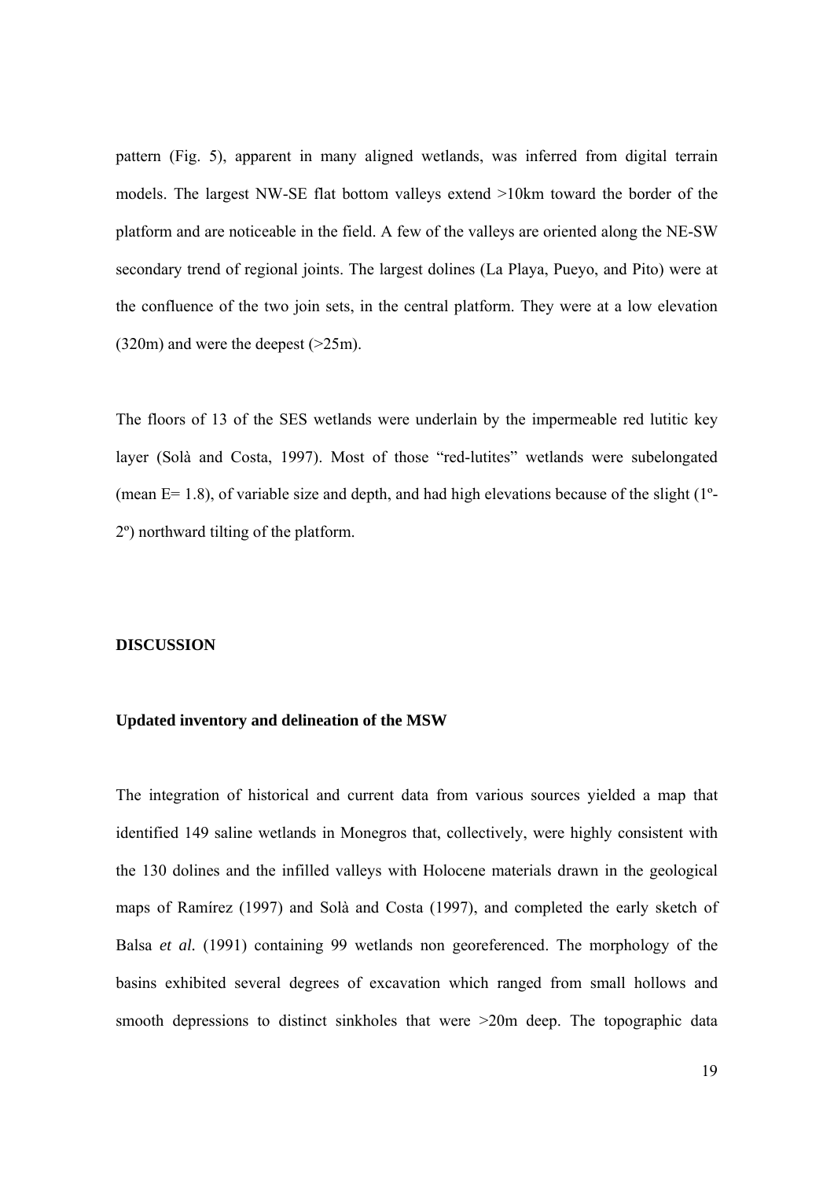pattern (Fig. 5), apparent in many aligned wetlands, was inferred from digital terrain models. The largest NW-SE flat bottom valleys extend >10km toward the border of the platform and are noticeable in the field. A few of the valleys are oriented along the NE-SW secondary trend of regional joints. The largest dolines (La Playa, Pueyo, and Pito) were at the confluence of the two join sets, in the central platform. They were at a low elevation (320m) and were the deepest (>25m).

The floors of 13 of the SES wetlands were underlain by the impermeable red lutitic key layer (Solà and Costa, 1997). Most of those "red-lutites" wetlands were subelongated (mean E= 1.8), of variable size and depth, and had high elevations because of the slight (1º-2º) northward tilting of the platform.

## DISCUSSION

### Updated inventory and delineation of the MSW

The integration of historical and current data from various sources yielded a map that identified 149 saline wetlands in Monegros that, collectively, were highly consistent with the 130 dolines and the infilled valleys with Holocene materials drawn in the geological maps of Ramírez (1997) and Solà and Costa (1997), and completed the early sketch of Balsa *et al.* (1991) containing 99 wetlands non georeferenced. The morphology of the basins exhibited several degrees of excavation which ranged from small hollows and smooth depressions to distinct sinkholes that were >20m deep. The topographic data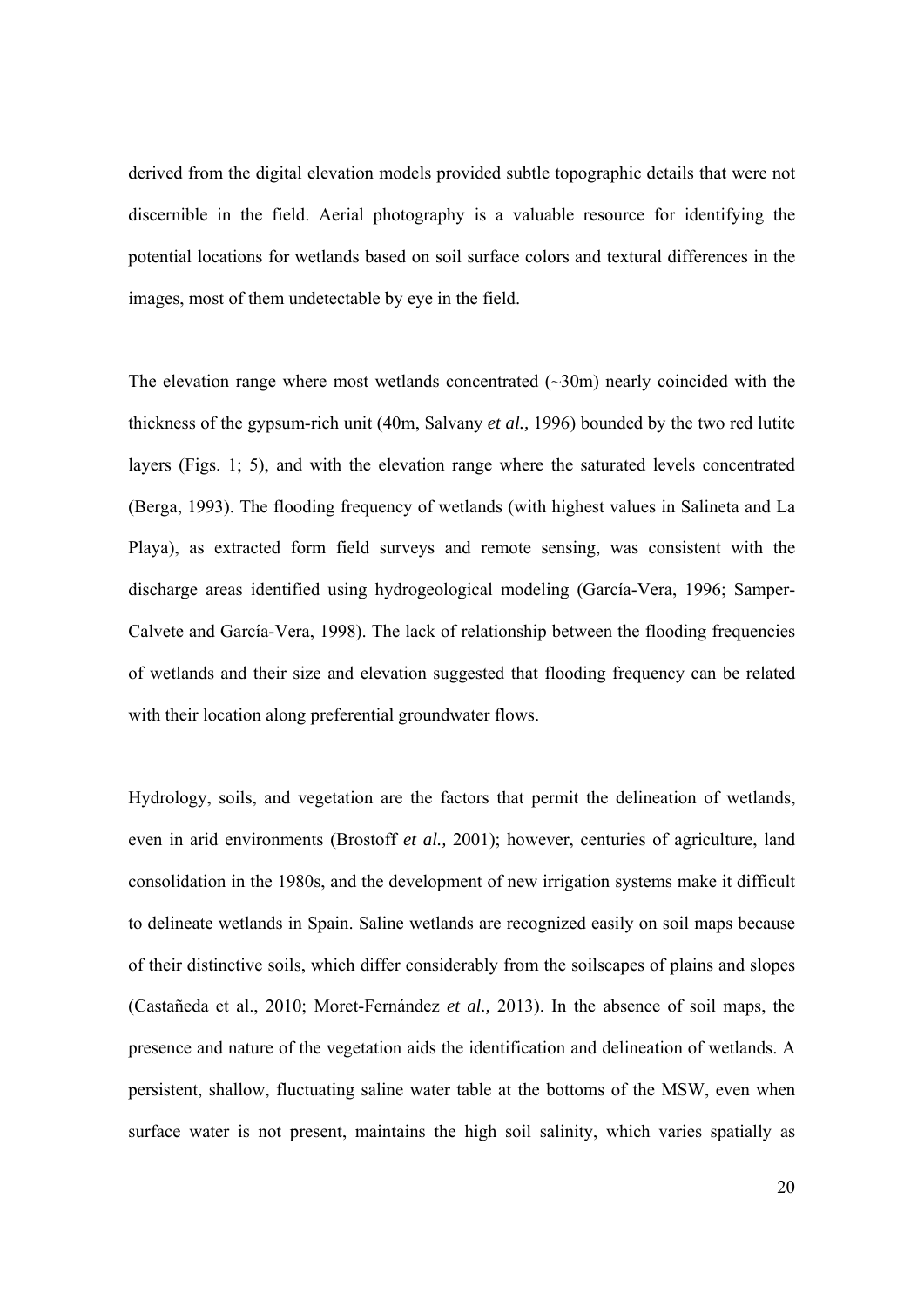derived from the digital elevation models provided subtle topographic details that were not discernible in the field. Aerial photography is a valuable resource for identifying the potential locations for wetlands based on soil surface colors and textural differences in the images, most of them undetectable by eye in the field.

The elevation range where most wetlands concentrated (~30m) nearly coincided with the thickness of the gypsum-rich unit (40m, Salvany *et al.,* 1996) bounded by the two red lutite layers (Figs. 1; 5), and with the elevation range where the saturated levels concentrated (Berga, 1993). The flooding frequency of wetlands (with highest values in Salineta and La Playa), as extracted form field surveys and remote sensing, was consistent with the discharge areas identified using hydrogeological modeling (García-Vera, 1996; Samper-Calvete and García-Vera, 1998). The lack of relationship between the flooding frequencies of wetlands and their size and elevation suggested that flooding frequency can be related with their location along preferential groundwater flows.

Hydrology, soils, and vegetation are the factors that permit the delineation of wetlands, even in arid environments (Brostoff *et al.,* 2001); however, centuries of agriculture, land consolidation in the 1980s, and the development of new irrigation systems make it difficult to delineate wetlands in Spain. Saline wetlands are recognized easily on soil maps because of their distinctive soils, which differ considerably from the soilscapes of plains and slopes (Castañeda et al., 2010; Moret-Fernández *et al.,* 2013). In the absence of soil maps, the presence and nature of the vegetation aids the identification and delineation of wetlands. A persistent, shallow, fluctuating saline water table at the bottoms of the MSW, even when surface water is not present, maintains the high soil salinity, which varies spatially as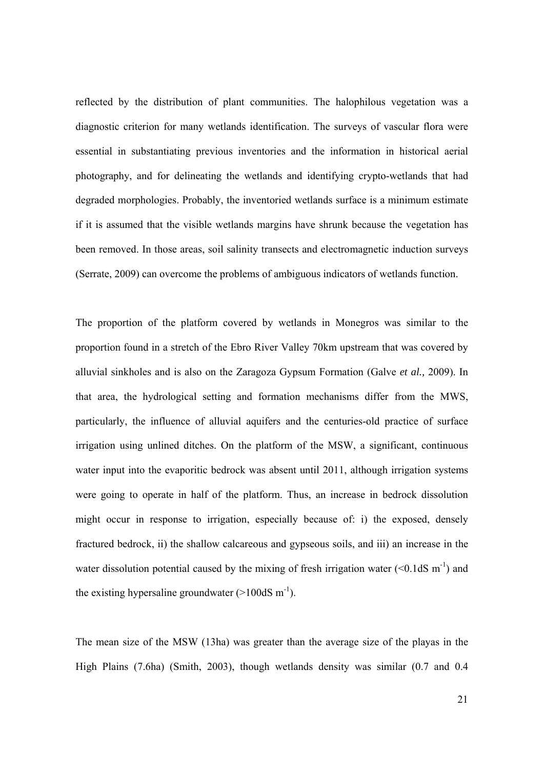reflected by the distribution of plant communities. The halophilous vegetation was a diagnostic criterion for many wetlands identification. The surveys of vascular flora were essential in substantiating previous inventories and the information in historical aerial photography, and for delineating the wetlands and identifying crypto-wetlands that had degraded morphologies. Probably, the inventoried wetlands surface is a minimum estimate if it is assumed that the visible wetlands margins have shrunk because the vegetation has been removed. In those areas, soil salinity transects and electromagnetic induction surveys (Serrate, 2009) can overcome the problems of ambiguous indicators of wetlands function.

The proportion of the platform covered by wetlands in Monegros was similar to the proportion found in a stretch of the Ebro River Valley 70km upstream that was covered by alluvial sinkholes and is also on the Zaragoza Gypsum Formation (Galve *et al.,* 2009). In that area, the hydrological setting and formation mechanisms differ from the MWS, particularly, the influence of alluvial aquifers and the centuries-old practice of surface irrigation using unlined ditches. On the platform of the MSW, a significant, continuous water input into the evaporitic bedrock was absent until 2011, although irrigation systems were going to operate in half of the platform. Thus, an increase in bedrock dissolution might occur in response to irrigation, especially because of: i) the exposed, densely fractured bedrock, ii) the shallow calcareous and gypseous soils, and iii) an increase in the water dissolution potential caused by the mixing of fresh irrigation water ($<0.1$dS m$^{-1}$) and the existing hypersaline groundwater ($>100$dS m$^{-1}$).

The mean size of the MSW (13ha) was greater than the average size of the playas in the High Plains (7.6ha) (Smith, 2003), though wetlands density was similar (0.7 and 0.4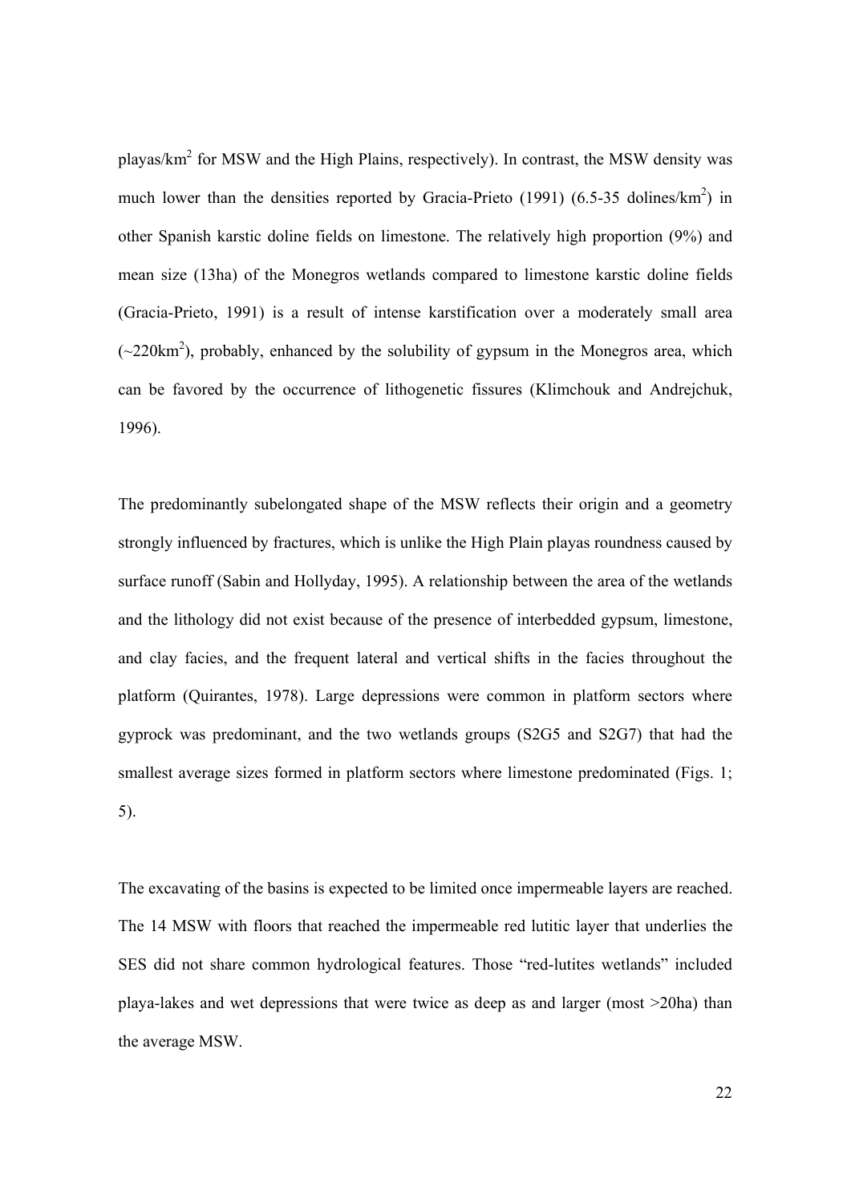playas/km$^2$ for MSW and the High Plains, respectively). In contrast, the MSW density was much lower than the densities reported by Gracia-Prieto (1991) (6.5-35 dolines/km$^2$) in other Spanish karstic doline fields on limestone. The relatively high proportion (9%) and mean size (13ha) of the Monegros wetlands compared to limestone karstic doline fields (Gracia-Prieto, 1991) is a result of intense karstification over a moderately small area (~220km$^2$), probably, enhanced by the solubility of gypsum in the Monegros area, which can be favored by the occurrence of lithogenetic fissures (Klimchouk and Andrejchuk, 1996).

The predominantly subelongated shape of the MSW reflects their origin and a geometry strongly influenced by fractures, which is unlike the High Plain playas roundness caused by surface runoff (Sabin and Hollyday, 1995). A relationship between the area of the wetlands and the lithology did not exist because of the presence of interbedded gypsum, limestone, and clay facies, and the frequent lateral and vertical shifts in the facies throughout the platform (Quirantes, 1978). Large depressions were common in platform sectors where gyprock was predominant, and the two wetlands groups (S2G5 and S2G7) that had the smallest average sizes formed in platform sectors where limestone predominated (Figs. 1; 5).

The excavating of the basins is expected to be limited once impermeable layers are reached. The 14 MSW with floors that reached the impermeable red lutitic layer that underlies the SES did not share common hydrological features. Those "red-lutites wetlands" included playa-lakes and wet depressions that were twice as deep as and larger (most >20ha) than the average MSW.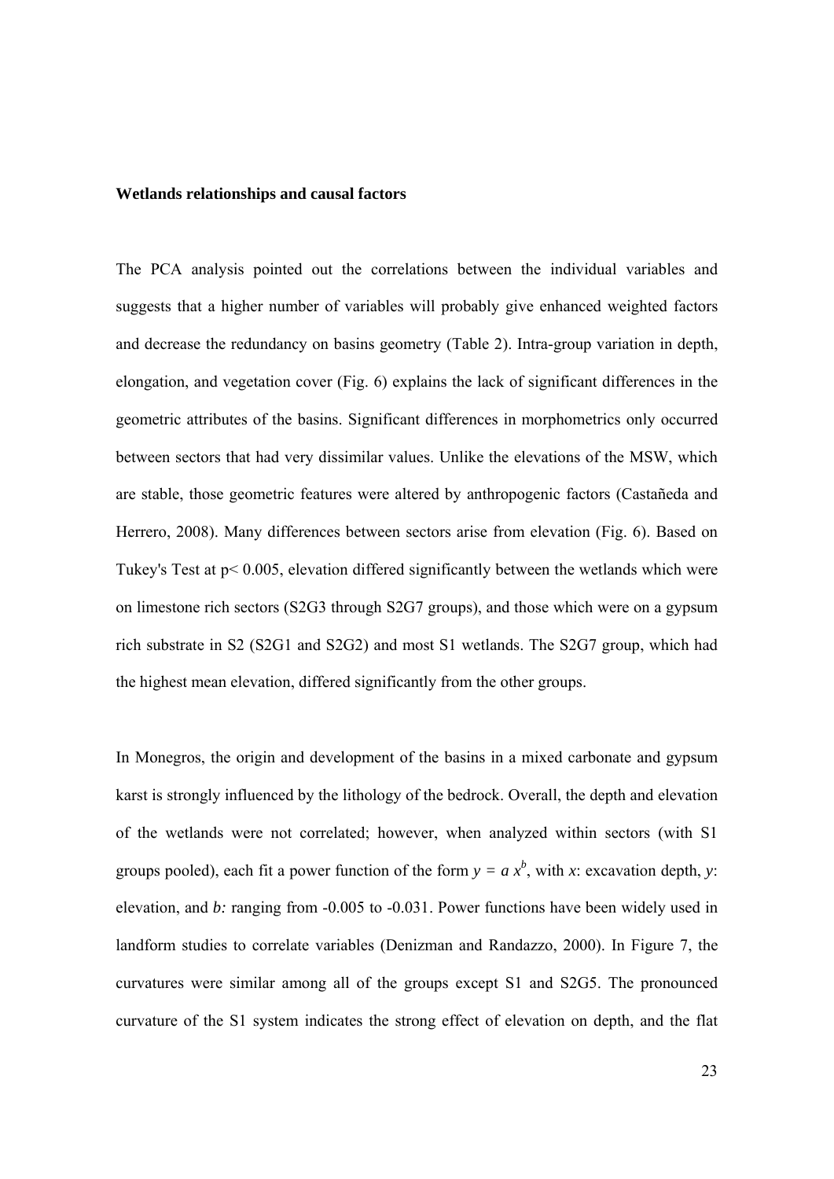**Wetlands relationships and causal factors**

The PCA analysis pointed out the correlations between the individual variables and suggests that a higher number of variables will probably give enhanced weighted factors and decrease the redundancy on basins geometry (Table 2). Intra-group variation in depth, elongation, and vegetation cover (Fig. 6) explains the lack of significant differences in the geometric attributes of the basins. Significant differences in morphometrics only occurred between sectors that had very dissimilar values. Unlike the elevations of the MSW, which are stable, those geometric features were altered by anthropogenic factors (Castañeda and Herrero, 2008). Many differences between sectors arise from elevation (Fig. 6). Based on Tukey's Test at $p < 0.005$, elevation differed significantly between the wetlands which were on limestone rich sectors (S2G3 through S2G7 groups), and those which were on a gypsum rich substrate in S2 (S2G1 and S2G2) and most S1 wetlands. The S2G7 group, which had the highest mean elevation, differed significantly from the other groups.

In Monegros, the origin and development of the basins in a mixed carbonate and gypsum karst is strongly influenced by the lithology of the bedrock. Overall, the depth and elevation of the wetlands were not correlated; however, when analyzed within sectors (with S1 groups pooled), each fit a power function of the form $y = a\,x^b$, with $x$: excavation depth, $y$: elevation, and $b$: ranging from -0.005 to -0.031. Power functions have been widely used in landform studies to correlate variables (Denizman and Randazzo, 2000). In Figure 7, the curvatures were similar among all of the groups except S1 and S2G5. The pronounced curvature of the S1 system indicates the strong effect of elevation on depth, and the flat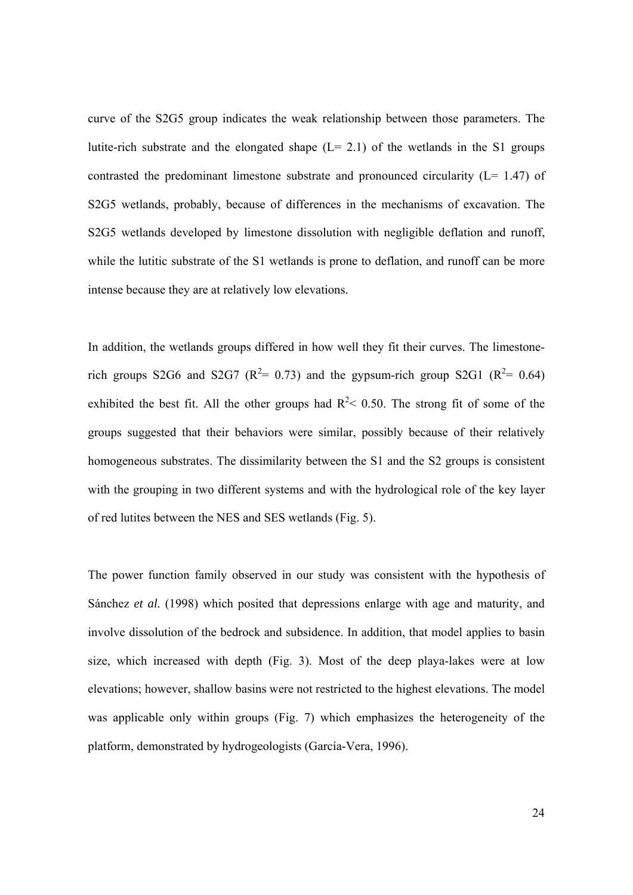curve of the S2G5 group indicates the weak relationship between those parameters. The lutite-rich substrate and the elongated shape (L= 2.1) of the wetlands in the S1 groups contrasted the predominant limestone substrate and pronounced circularity (L= 1.47) of S2G5 wetlands, probably, because of differences in the mechanisms of excavation. The S2G5 wetlands developed by limestone dissolution with negligible deflation and runoff, while the lutitic substrate of the S1 wetlands is prone to deflation, and runoff can be more intense because they are at relatively low elevations.

In addition, the wetlands groups differed in how well they fit their curves. The limestone-rich groups S2G6 and S2G7 ($R^2$= 0.73) and the gypsum-rich group S2G1 ($R^2$= 0.64) exhibited the best fit. All the other groups had $R^2$< 0.50. The strong fit of some of the groups suggested that their behaviors were similar, possibly because of their relatively homogeneous substrates. The dissimilarity between the S1 and the S2 groups is consistent with the grouping in two different systems and with the hydrological role of the key layer of red lutites between the NES and SES wetlands (Fig. 5).

The power function family observed in our study was consistent with the hypothesis of Sánchez *et al.* (1998) which posited that depressions enlarge with age and maturity, and involve dissolution of the bedrock and subsidence. In addition, that model applies to basin size, which increased with depth (Fig. 3). Most of the deep playa-lakes were at low elevations; however, shallow basins were not restricted to the highest elevations. The model was applicable only within groups (Fig. 7) which emphasizes the heterogeneity of the platform, demonstrated by hydrogeologists (García-Vera, 1996).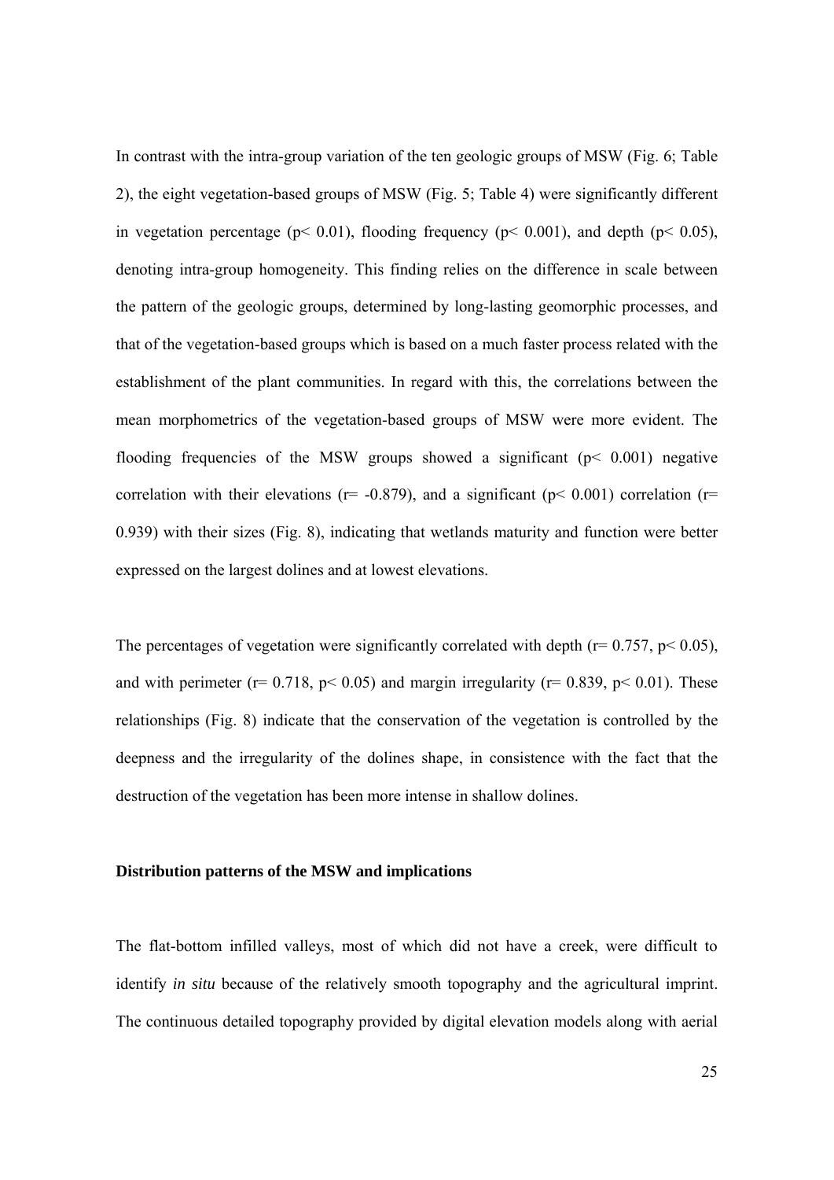In contrast with the intra-group variation of the ten geologic groups of MSW (Fig. 6; Table 2), the eight vegetation-based groups of MSW (Fig. 5; Table 4) were significantly different in vegetation percentage ($p < 0.01$), flooding frequency ($p < 0.001$), and depth ($p < 0.05$), denoting intra-group homogeneity. This finding relies on the difference in scale between the pattern of the geologic groups, determined by long-lasting geomorphic processes, and that of the vegetation-based groups which is based on a much faster process related with the establishment of the plant communities. In regard with this, the correlations between the mean morphometrics of the vegetation-based groups of MSW were more evident. The flooding frequencies of the MSW groups showed a significant ($p < 0.001$) negative correlation with their elevations ($r = -0.879$), and a significant ($p < 0.001$) correlation ($r = 0.939$) with their sizes (Fig. 8), indicating that wetlands maturity and function were better expressed on the largest dolines and at lowest elevations.

The percentages of vegetation were significantly correlated with depth ($r = 0.757$, $p < 0.05$), and with perimeter ($r = 0.718$, $p < 0.05$) and margin irregularity ($r = 0.839$, $p < 0.01$). These relationships (Fig. 8) indicate that the conservation of the vegetation is controlled by the deepness and the irregularity of the dolines shape, in consistence with the fact that the destruction of the vegetation has been more intense in shallow dolines.

### Distribution patterns of the MSW and implications

The flat-bottom infilled valleys, most of which did not have a creek, were difficult to identify *in situ* because of the relatively smooth topography and the agricultural imprint. The continuous detailed topography provided by digital elevation models along with aerial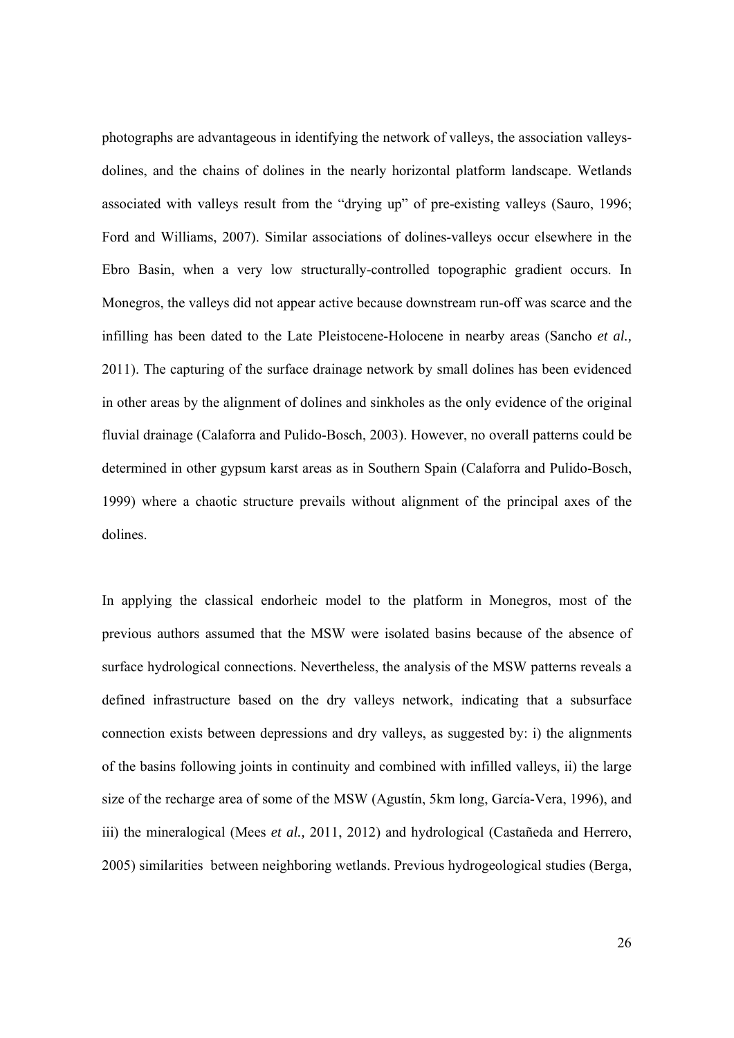photographs are advantageous in identifying the network of valleys, the association valleys-dolines, and the chains of dolines in the nearly horizontal platform landscape. Wetlands associated with valleys result from the "drying up" of pre-existing valleys (Sauro, 1996; Ford and Williams, 2007). Similar associations of dolines-valleys occur elsewhere in the Ebro Basin, when a very low structurally-controlled topographic gradient occurs. In Monegros, the valleys did not appear active because downstream run-off was scarce and the infilling has been dated to the Late Pleistocene-Holocene in nearby areas (Sancho *et al.,* 2011). The capturing of the surface drainage network by small dolines has been evidenced in other areas by the alignment of dolines and sinkholes as the only evidence of the original fluvial drainage (Calaforra and Pulido-Bosch, 2003). However, no overall patterns could be determined in other gypsum karst areas as in Southern Spain (Calaforra and Pulido-Bosch, 1999) where a chaotic structure prevails without alignment of the principal axes of the dolines.

In applying the classical endorheic model to the platform in Monegros, most of the previous authors assumed that the MSW were isolated basins because of the absence of surface hydrological connections. Nevertheless, the analysis of the MSW patterns reveals a defined infrastructure based on the dry valleys network, indicating that a subsurface connection exists between depressions and dry valleys, as suggested by: i) the alignments of the basins following joints in continuity and combined with infilled valleys, ii) the large size of the recharge area of some of the MSW (Agustín, 5km long, García-Vera, 1996), and iii) the mineralogical (Mees *et al.,* 2011, 2012) and hydrological (Castañeda and Herrero, 2005) similarities between neighboring wetlands. Previous hydrogeological studies (Berga,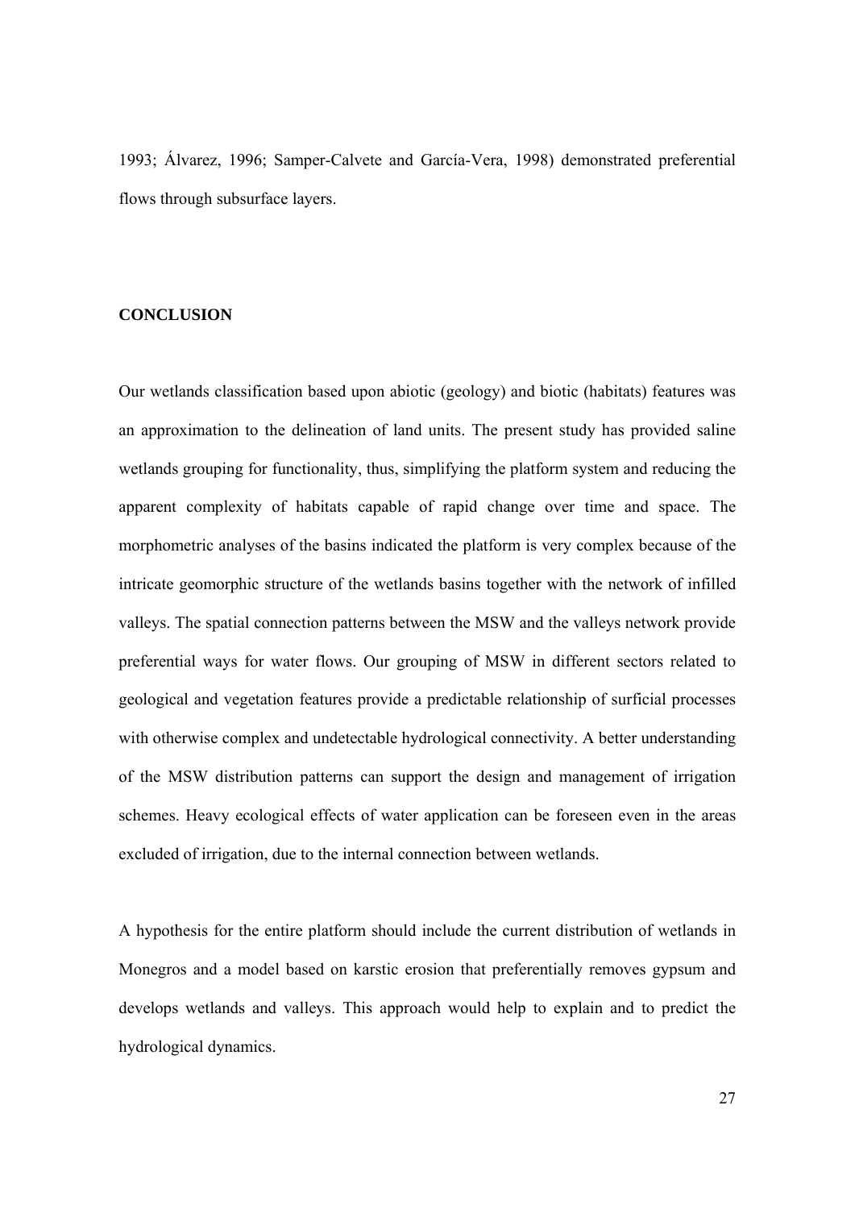1993; Álvarez, 1996; Samper-Calvete and García-Vera, 1998) demonstrated preferential flows through subsurface layers.

## CONCLUSION

Our wetlands classification based upon abiotic (geology) and biotic (habitats) features was an approximation to the delineation of land units. The present study has provided saline wetlands grouping for functionality, thus, simplifying the platform system and reducing the apparent complexity of habitats capable of rapid change over time and space. The morphometric analyses of the basins indicated the platform is very complex because of the intricate geomorphic structure of the wetlands basins together with the network of infilled valleys. The spatial connection patterns between the MSW and the valleys network provide preferential ways for water flows. Our grouping of MSW in different sectors related to geological and vegetation features provide a predictable relationship of surficial processes with otherwise complex and undetectable hydrological connectivity. A better understanding of the MSW distribution patterns can support the design and management of irrigation schemes. Heavy ecological effects of water application can be foreseen even in the areas excluded of irrigation, due to the internal connection between wetlands.

A hypothesis for the entire platform should include the current distribution of wetlands in Monegros and a model based on karstic erosion that preferentially removes gypsum and develops wetlands and valleys. This approach would help to explain and to predict the hydrological dynamics.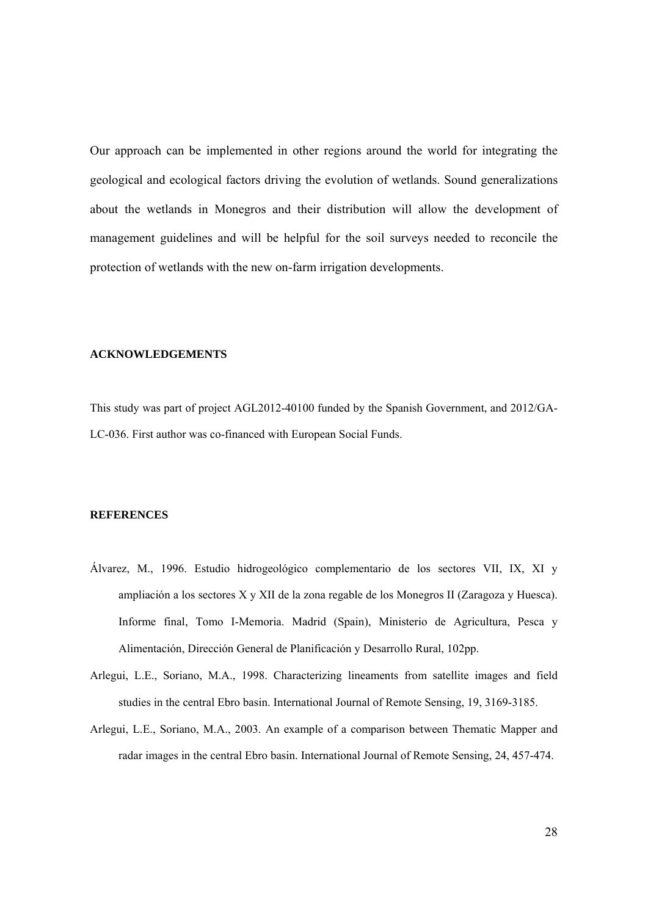Our approach can be implemented in other regions around the world for integrating the geological and ecological factors driving the evolution of wetlands. Sound generalizations about the wetlands in Monegros and their distribution will allow the development of management guidelines and will be helpful for the soil surveys needed to reconcile the protection of wetlands with the new on-farm irrigation developments.

## ACKNOWLEDGEMENTS

This study was part of project AGL2012-40100 funded by the Spanish Government, and 2012/GA-LC-036. First author was co-financed with European Social Funds.

## REFERENCES

Álvarez, M., 1996. Estudio hidrogeológico complementario de los sectores VII, IX, XI y ampliación a los sectores X y XII de la zona regable de los Monegros II (Zaragoza y Huesca). Informe final, Tomo I-Memoria. Madrid (Spain), Ministerio de Agricultura, Pesca y Alimentación, Dirección General de Planificación y Desarrollo Rural, 102pp.

Arlegui, L.E., Soriano, M.A., 1998. Characterizing lineaments from satellite images and field studies in the central Ebro basin. International Journal of Remote Sensing, 19, 3169-3185.

Arlegui, L.E., Soriano, M.A., 2003. An example of a comparison between Thematic Mapper and radar images in the central Ebro basin. International Journal of Remote Sensing, 24, 457-474.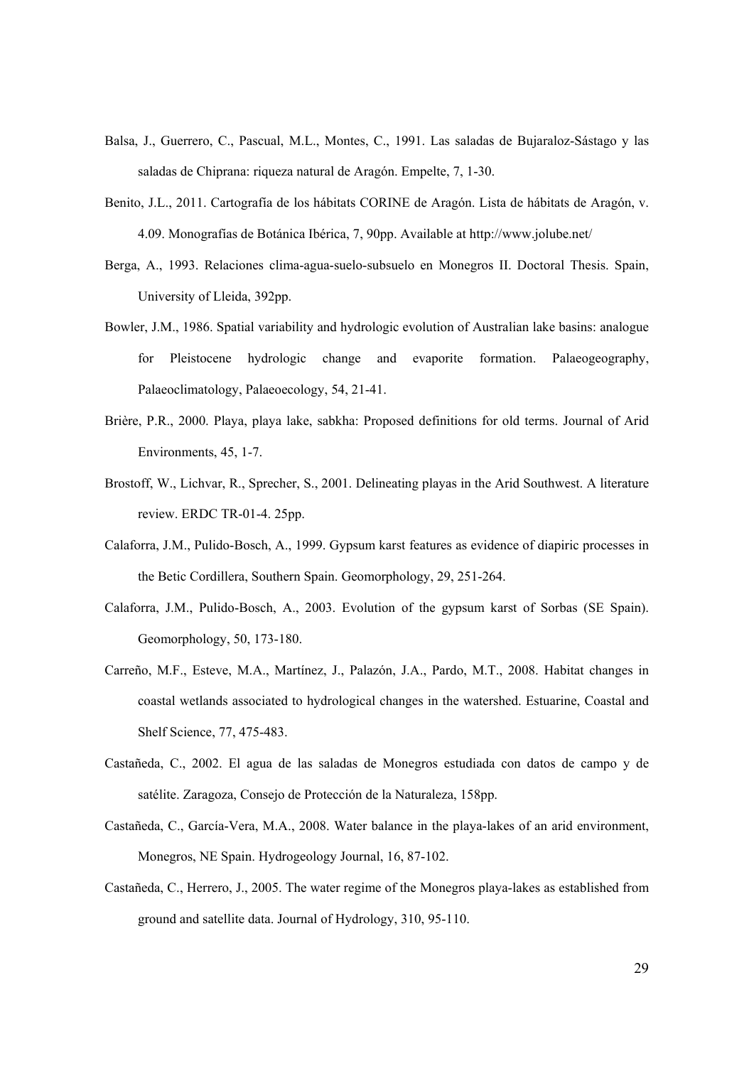Balsa, J., Guerrero, C., Pascual, M.L., Montes, C., 1991. Las saladas de Bujaraloz-Sástago y las saladas de Chiprana: riqueza natural de Aragón. Empelte, 7, 1-30.

Benito, J.L., 2011. Cartografía de los hábitats CORINE de Aragón. Lista de hábitats de Aragón, v. 4.09. Monografías de Botánica Ibérica, 7, 90pp. Available at http://www.jolube.net/

Berga, A., 1993. Relaciones clima-agua-suelo-subsuelo en Monegros II. Doctoral Thesis. Spain, University of Lleida, 392pp.

Bowler, J.M., 1986. Spatial variability and hydrologic evolution of Australian lake basins: analogue for Pleistocene hydrologic change and evaporite formation. Palaeogeography, Palaeoclimatology, Palaeoecology, 54, 21-41.

Brière, P.R., 2000. Playa, playa lake, sabkha: Proposed definitions for old terms. Journal of Arid Environments, 45, 1-7.

Brostoff, W., Lichvar, R., Sprecher, S., 2001. Delineating playas in the Arid Southwest. A literature review. ERDC TR-01-4. 25pp.

Calaforra, J.M., Pulido-Bosch, A., 1999. Gypsum karst features as evidence of diapiric processes in the Betic Cordillera, Southern Spain. Geomorphology, 29, 251-264.

Calaforra, J.M., Pulido-Bosch, A., 2003. Evolution of the gypsum karst of Sorbas (SE Spain). Geomorphology, 50, 173-180.

Carreño, M.F., Esteve, M.A., Martínez, J., Palazón, J.A., Pardo, M.T., 2008. Habitat changes in coastal wetlands associated to hydrological changes in the watershed. Estuarine, Coastal and Shelf Science, 77, 475-483.

Castañeda, C., 2002. El agua de las saladas de Monegros estudiada con datos de campo y de satélite. Zaragoza, Consejo de Protección de la Naturaleza, 158pp.

Castañeda, C., García-Vera, M.A., 2008. Water balance in the playa-lakes of an arid environment, Monegros, NE Spain. Hydrogeology Journal, 16, 87-102.

Castañeda, C., Herrero, J., 2005. The water regime of the Monegros playa-lakes as established from ground and satellite data. Journal of Hydrology, 310, 95-110.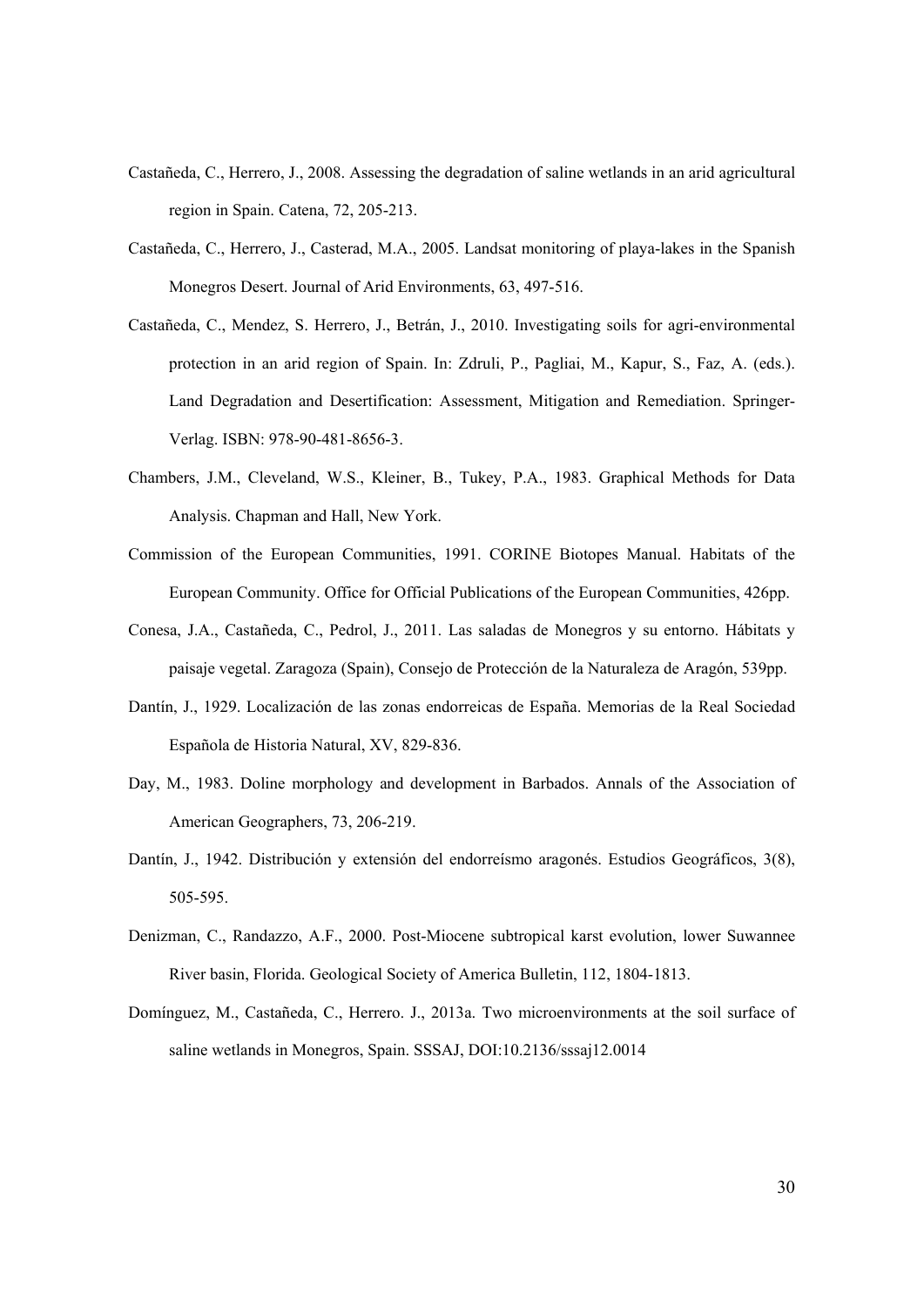Castañeda, C., Herrero, J., 2008. Assessing the degradation of saline wetlands in an arid agricultural region in Spain. Catena, 72, 205-213.

Castañeda, C., Herrero, J., Casterad, M.A., 2005. Landsat monitoring of playa-lakes in the Spanish Monegros Desert. Journal of Arid Environments, 63, 497-516.

Castañeda, C., Mendez, S. Herrero, J., Betrán, J., 2010. Investigating soils for agri-environmental protection in an arid region of Spain. In: Zdruli, P., Pagliai, M., Kapur, S., Faz, A. (eds.). Land Degradation and Desertification: Assessment, Mitigation and Remediation. Springer-Verlag. ISBN: 978-90-481-8656-3.

Chambers, J.M., Cleveland, W.S., Kleiner, B., Tukey, P.A., 1983. Graphical Methods for Data Analysis. Chapman and Hall, New York.

Commission of the European Communities, 1991. CORINE Biotopes Manual. Habitats of the European Community. Office for Official Publications of the European Communities, 426pp.

Conesa, J.A., Castañeda, C., Pedrol, J., 2011. Las saladas de Monegros y su entorno. Hábitats y paisaje vegetal. Zaragoza (Spain), Consejo de Protección de la Naturaleza de Aragón, 539pp.

Dantín, J., 1929. Localización de las zonas endorreicas de España. Memorias de la Real Sociedad Española de Historia Natural, XV, 829-836.

Day, M., 1983. Doline morphology and development in Barbados. Annals of the Association of American Geographers, 73, 206-219.

Dantín, J., 1942. Distribución y extensión del endorreísmo aragonés. Estudios Geográficos, 3(8), 505-595.

Denizman, C., Randazzo, A.F., 2000. Post-Miocene subtropical karst evolution, lower Suwannee River basin, Florida. Geological Society of America Bulletin, 112, 1804-1813.

Domínguez, M., Castañeda, C., Herrero. J., 2013a. Two microenvironments at the soil surface of saline wetlands in Monegros, Spain. SSSAJ, DOI:10.2136/sssaj12.0014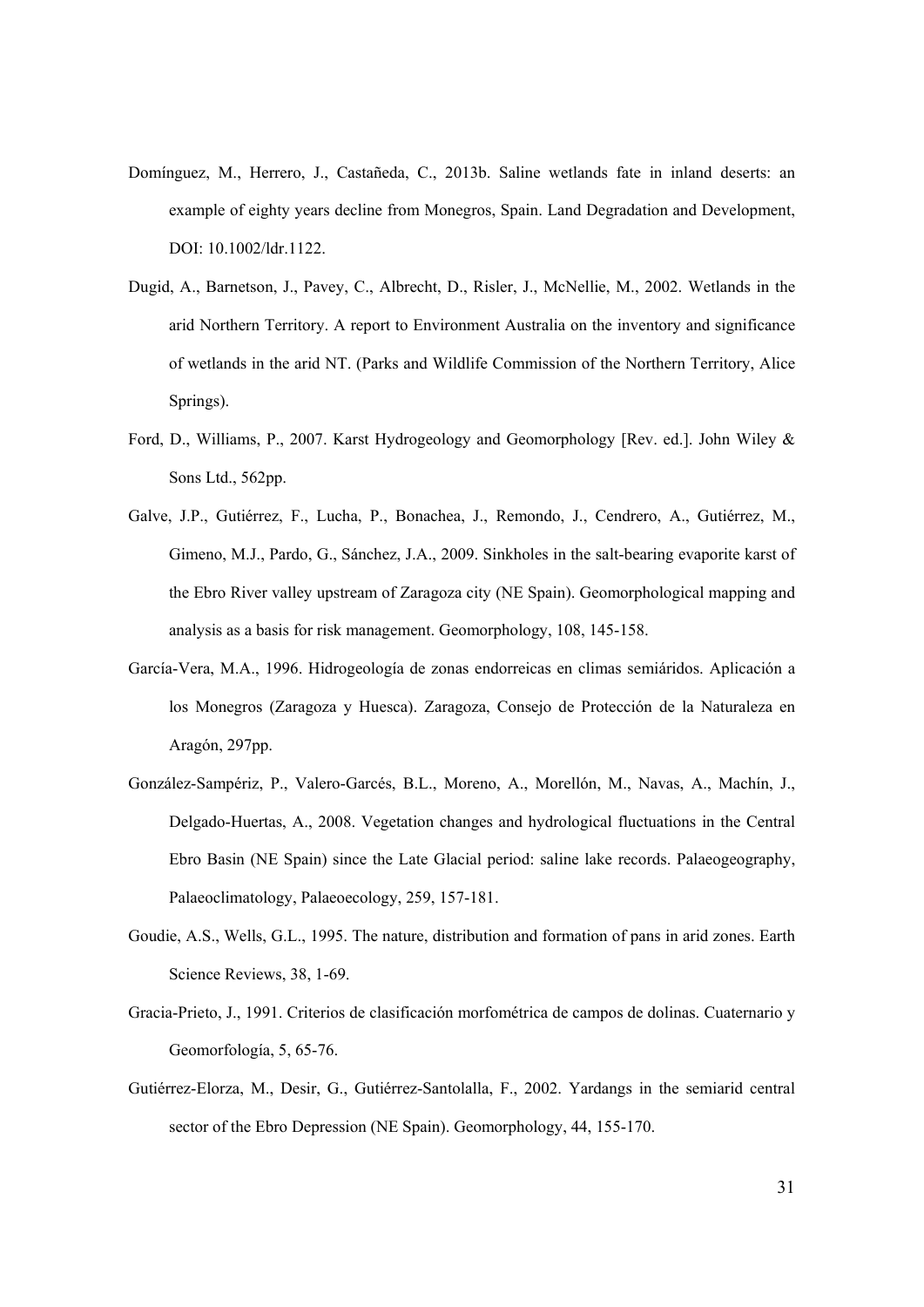Domínguez, M., Herrero, J., Castañeda, C., 2013b. Saline wetlands fate in inland deserts: an example of eighty years decline from Monegros, Spain. Land Degradation and Development, DOI: 10.1002/ldr.1122.

Dugid, A., Barnetson, J., Pavey, C., Albrecht, D., Risler, J., McNellie, M., 2002. Wetlands in the arid Northern Territory. A report to Environment Australia on the inventory and significance of wetlands in the arid NT. (Parks and Wildlife Commission of the Northern Territory, Alice Springs).

Ford, D., Williams, P., 2007. Karst Hydrogeology and Geomorphology [Rev. ed.]. John Wiley & Sons Ltd., 562pp.

Galve, J.P., Gutiérrez, F., Lucha, P., Bonachea, J., Remondo, J., Cendrero, A., Gutiérrez, M., Gimeno, M.J., Pardo, G., Sánchez, J.A., 2009. Sinkholes in the salt-bearing evaporite karst of the Ebro River valley upstream of Zaragoza city (NE Spain). Geomorphological mapping and analysis as a basis for risk management. Geomorphology, 108, 145-158.

García-Vera, M.A., 1996. Hidrogeología de zonas endorreicas en climas semiáridos. Aplicación a los Monegros (Zaragoza y Huesca). Zaragoza, Consejo de Protección de la Naturaleza en Aragón, 297pp.

González-Sampériz, P., Valero-Garcés, B.L., Moreno, A., Morellón, M., Navas, A., Machín, J., Delgado-Huertas, A., 2008. Vegetation changes and hydrological fluctuations in the Central Ebro Basin (NE Spain) since the Late Glacial period: saline lake records. Palaeogeography, Palaeoclimatology, Palaeoecology, 259, 157-181.

Goudie, A.S., Wells, G.L., 1995. The nature, distribution and formation of pans in arid zones. Earth Science Reviews, 38, 1-69.

Gracia-Prieto, J., 1991. Criterios de clasificación morfométrica de campos de dolinas. Cuaternario y Geomorfología, 5, 65-76.

Gutiérrez-Elorza, M., Desir, G., Gutiérrez-Santolalla, F., 2002. Yardangs in the semiarid central sector of the Ebro Depression (NE Spain). Geomorphology, 44, 155-170.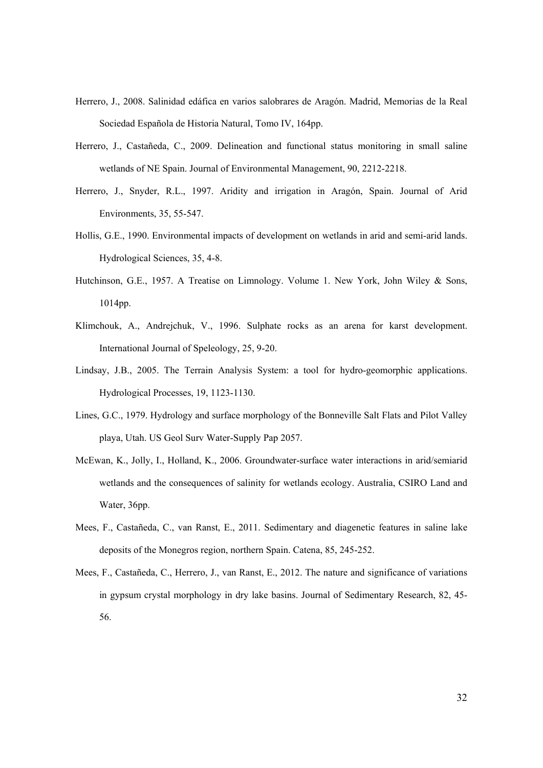Herrero, J., 2008. Salinidad edáfica en varios salobrares de Aragón. Madrid, Memorias de la Real Sociedad Española de Historia Natural, Tomo IV, 164pp.

Herrero, J., Castañeda, C., 2009. Delineation and functional status monitoring in small saline wetlands of NE Spain. Journal of Environmental Management, 90, 2212-2218.

Herrero, J., Snyder, R.L., 1997. Aridity and irrigation in Aragón, Spain. Journal of Arid Environments, 35, 55-547.

Hollis, G.E., 1990. Environmental impacts of development on wetlands in arid and semi-arid lands. Hydrological Sciences, 35, 4-8.

Hutchinson, G.E., 1957. A Treatise on Limnology. Volume 1. New York, John Wiley & Sons, 1014pp.

Klimchouk, A., Andrejchuk, V., 1996. Sulphate rocks as an arena for karst development. International Journal of Speleology, 25, 9-20.

Lindsay, J.B., 2005. The Terrain Analysis System: a tool for hydro-geomorphic applications. Hydrological Processes, 19, 1123-1130.

Lines, G.C., 1979. Hydrology and surface morphology of the Bonneville Salt Flats and Pilot Valley playa, Utah. US Geol Surv Water-Supply Pap 2057.

McEwan, K., Jolly, I., Holland, K., 2006. Groundwater-surface water interactions in arid/semiarid wetlands and the consequences of salinity for wetlands ecology. Australia, CSIRO Land and Water, 36pp.

Mees, F., Castañeda, C., van Ranst, E., 2011. Sedimentary and diagenetic features in saline lake deposits of the Monegros region, northern Spain. Catena, 85, 245-252.

Mees, F., Castañeda, C., Herrero, J., van Ranst, E., 2012. The nature and significance of variations in gypsum crystal morphology in dry lake basins. Journal of Sedimentary Research, 82, 45-56.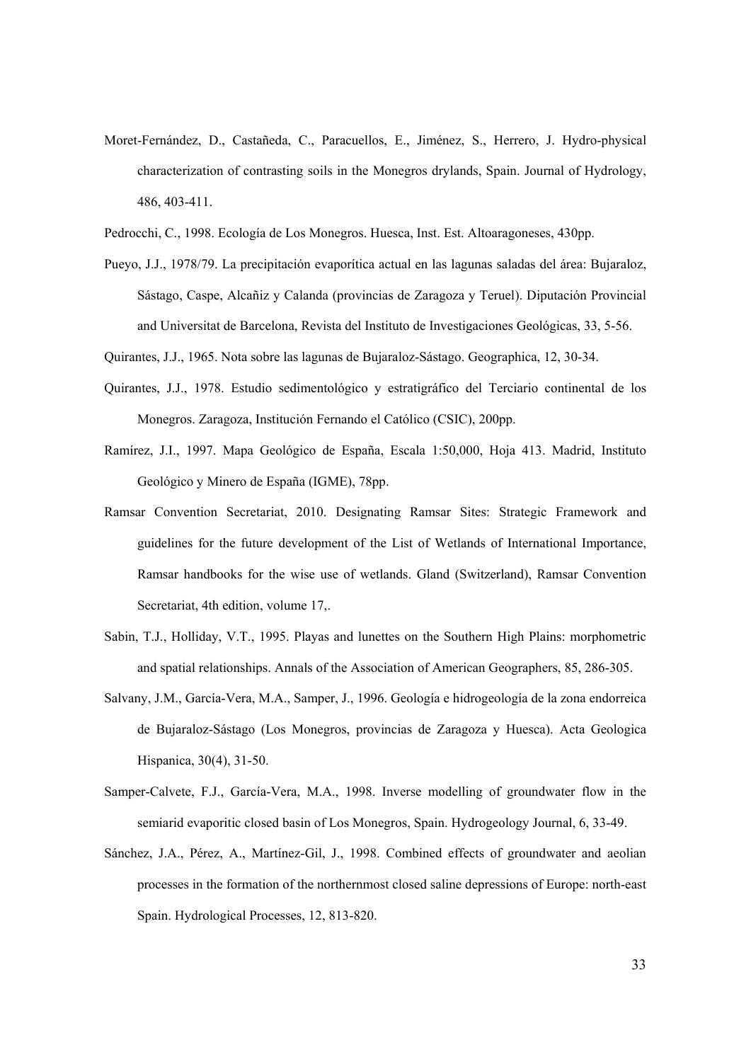Moret-Fernández, D., Castañeda, C., Paracuellos, E., Jiménez, S., Herrero, J. Hydro-physical characterization of contrasting soils in the Monegros drylands, Spain. Journal of Hydrology, 486, 403-411.

Pedrocchi, C., 1998. Ecología de Los Monegros. Huesca, Inst. Est. Altoaragoneses, 430pp.

Pueyo, J.J., 1978/79. La precipitación evaporítica actual en las lagunas saladas del área: Bujaraloz, Sástago, Caspe, Alcañiz y Calanda (provincias de Zaragoza y Teruel). Diputación Provincial and Universitat de Barcelona, Revista del Instituto de Investigaciones Geológicas, 33, 5-56.

Quirantes, J.J., 1965. Nota sobre las lagunas de Bujaraloz-Sástago. Geographica, 12, 30-34.

Quirantes, J.J., 1978. Estudio sedimentológico y estratigráfico del Terciario continental de los Monegros. Zaragoza, Institución Fernando el Católico (CSIC), 200pp.

Ramírez, J.I., 1997. Mapa Geológico de España, Escala 1:50,000, Hoja 413. Madrid, Instituto Geológico y Minero de España (IGME), 78pp.

Ramsar Convention Secretariat, 2010. Designating Ramsar Sites: Strategic Framework and guidelines for the future development of the List of Wetlands of International Importance, Ramsar handbooks for the wise use of wetlands. Gland (Switzerland), Ramsar Convention Secretariat, 4th edition, volume 17,.

Sabin, T.J., Holliday, V.T., 1995. Playas and lunettes on the Southern High Plains: morphometric and spatial relationships. Annals of the Association of American Geographers, 85, 286-305.

Salvany, J.M., García-Vera, M.A., Samper, J., 1996. Geología e hidrogeología de la zona endorreica de Bujaraloz-Sástago (Los Monegros, provincias de Zaragoza y Huesca). Acta Geologica Hispanica, 30(4), 31-50.

Samper-Calvete, F.J., García-Vera, M.A., 1998. Inverse modelling of groundwater flow in the semiarid evaporitic closed basin of Los Monegros, Spain. Hydrogeology Journal, 6, 33-49.

Sánchez, J.A., Pérez, A., Martínez-Gil, J., 1998. Combined effects of groundwater and aeolian processes in the formation of the northernmost closed saline depressions of Europe: north-east Spain. Hydrological Processes, 12, 813-820.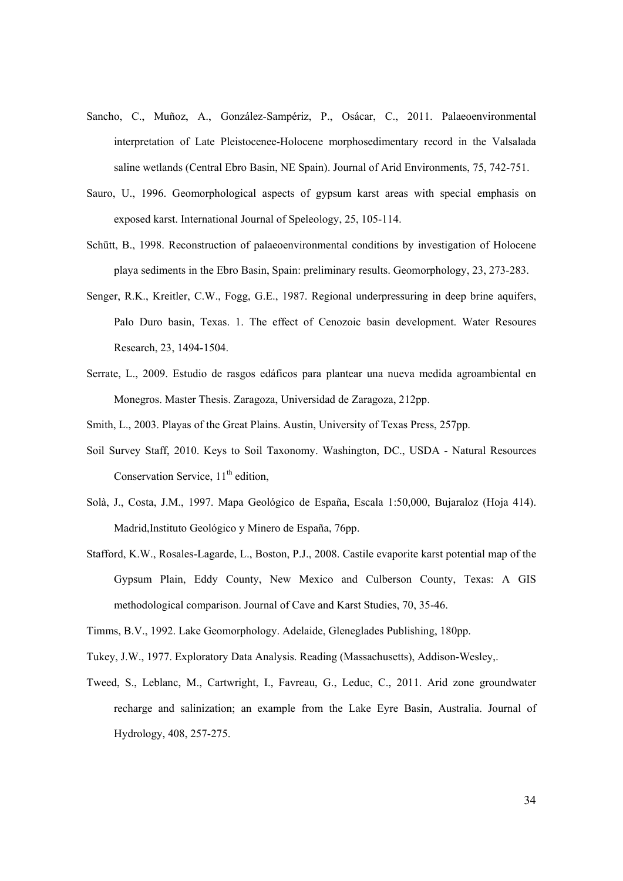Sancho, C., Muñoz, A., González-Sampériz, P., Osácar, C., 2011. Palaeoenvironmental interpretation of Late Pleistocenee-Holocene morphosedimentary record in the Valsalada saline wetlands (Central Ebro Basin, NE Spain). Journal of Arid Environments, 75, 742-751.

Sauro, U., 1996. Geomorphological aspects of gypsum karst areas with special emphasis on exposed karst. International Journal of Speleology, 25, 105-114.

Schütt, B., 1998. Reconstruction of palaeoenvironmental conditions by investigation of Holocene playa sediments in the Ebro Basin, Spain: preliminary results. Geomorphology, 23, 273-283.

Senger, R.K., Kreitler, C.W., Fogg, G.E., 1987. Regional underpressuring in deep brine aquifers, Palo Duro basin, Texas. 1. The effect of Cenozoic basin development. Water Resoures Research, 23, 1494-1504.

Serrate, L., 2009. Estudio de rasgos edáficos para plantear una nueva medida agroambiental en Monegros. Master Thesis. Zaragoza, Universidad de Zaragoza, 212pp.

Smith, L., 2003. Playas of the Great Plains. Austin, University of Texas Press, 257pp.

Soil Survey Staff, 2010. Keys to Soil Taxonomy. Washington, DC., USDA - Natural Resources Conservation Service, 11th edition,

Solà, J., Costa, J.M., 1997. Mapa Geológico de España, Escala 1:50,000, Bujaraloz (Hoja 414). Madrid,Instituto Geológico y Minero de España, 76pp.

Stafford, K.W., Rosales-Lagarde, L., Boston, P.J., 2008. Castile evaporite karst potential map of the Gypsum Plain, Eddy County, New Mexico and Culberson County, Texas: A GIS methodological comparison. Journal of Cave and Karst Studies, 70, 35-46.

Timms, B.V., 1992. Lake Geomorphology. Adelaide, Gleneglades Publishing, 180pp.

Tukey, J.W., 1977. Exploratory Data Analysis. Reading (Massachusetts), Addison-Wesley,.

Tweed, S., Leblanc, M., Cartwright, I., Favreau, G., Leduc, C., 2011. Arid zone groundwater recharge and salinization; an example from the Lake Eyre Basin, Australia. Journal of Hydrology, 408, 257-275.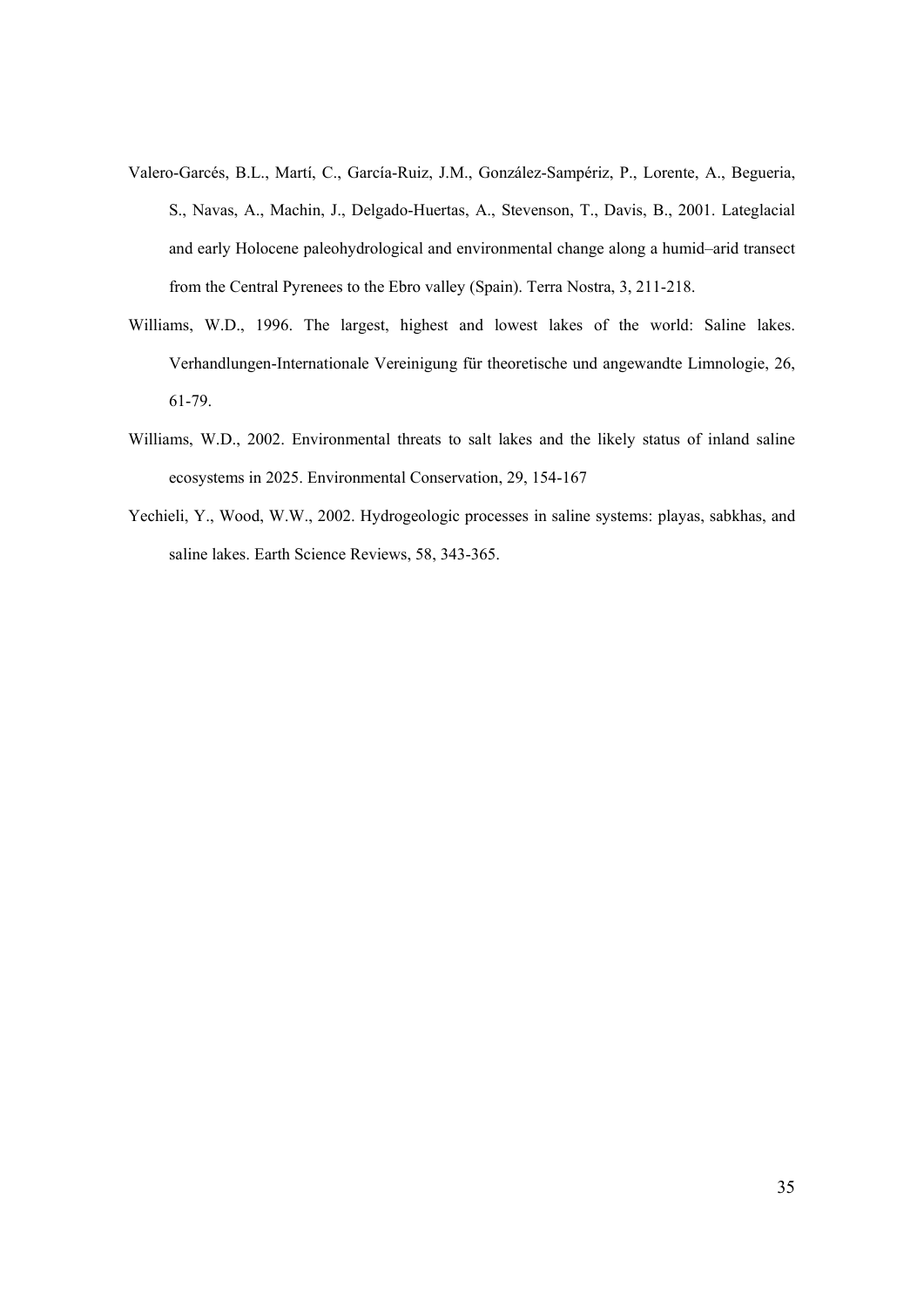Valero-Garcés, B.L., Martí, C., García-Ruiz, J.M., González-Sampériz, P., Lorente, A., Begueria, S., Navas, A., Machin, J., Delgado-Huertas, A., Stevenson, T., Davis, B., 2001. Lateglacial and early Holocene paleohydrological and environmental change along a humid–arid transect from the Central Pyrenees to the Ebro valley (Spain). Terra Nostra, 3, 211-218.

Williams, W.D., 1996. The largest, highest and lowest lakes of the world: Saline lakes. Verhandlungen-Internationale Vereinigung für theoretische und angewandte Limnologie, 26, 61-79.

Williams, W.D., 2002. Environmental threats to salt lakes and the likely status of inland saline ecosystems in 2025. Environmental Conservation, 29, 154-167

Yechieli, Y., Wood, W.W., 2002. Hydrogeologic processes in saline systems: playas, sabkhas, and saline lakes. Earth Science Reviews, 58, 343-365.